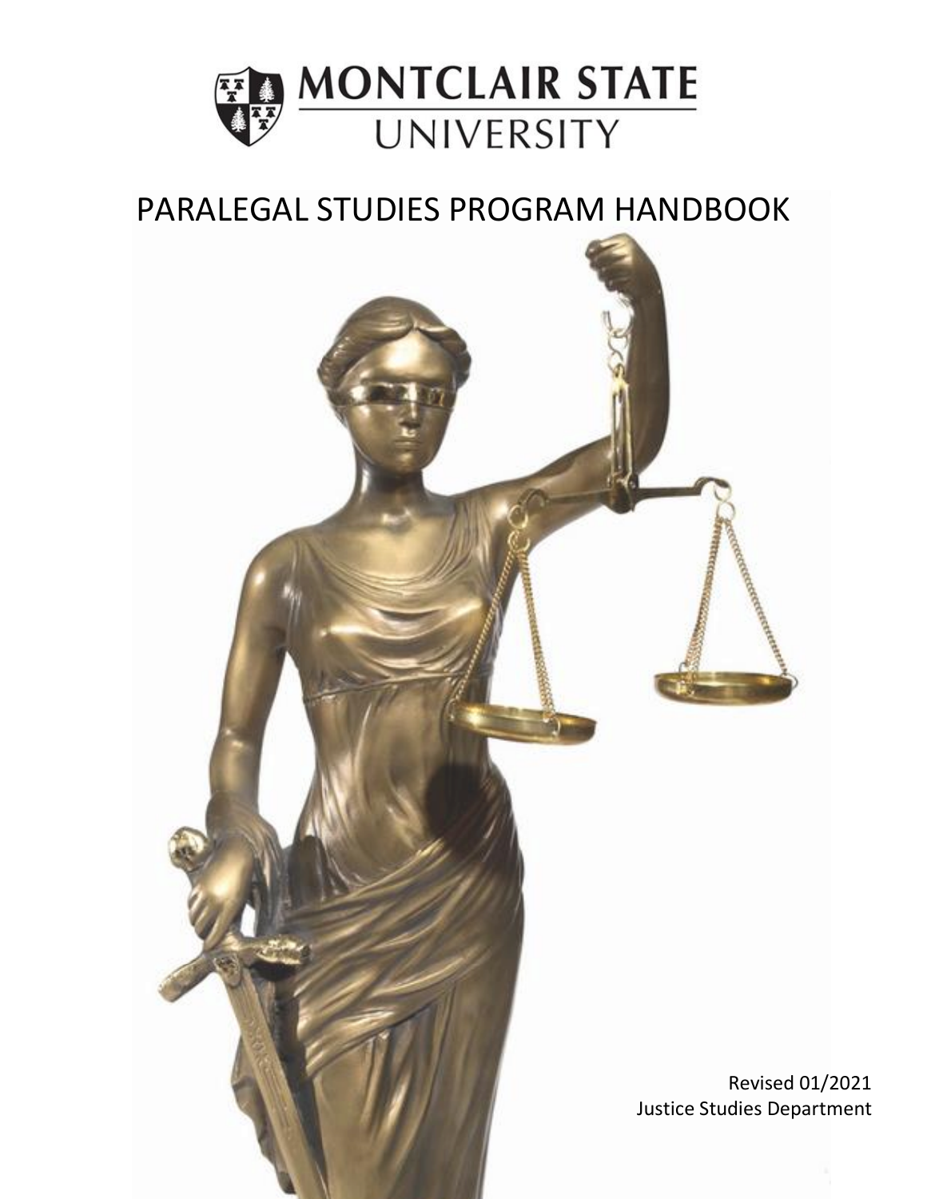MONTCLAIR STATE UNIVERSITY

# PARALEGAL STUDIES PROGRAM HANDBOOK

Revised 01/2021
Justice Studies Department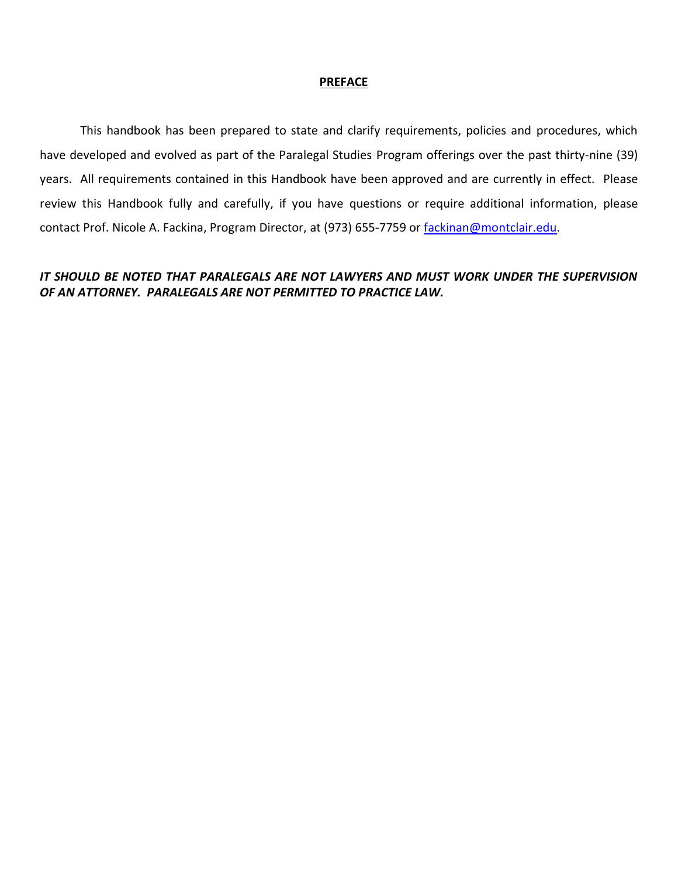## PREFACE

This handbook has been prepared to state and clarify requirements, policies and procedures, which have developed and evolved as part of the Paralegal Studies Program offerings over the past thirty-nine (39) years. All requirements contained in this Handbook have been approved and are currently in effect. Please review this Handbook fully and carefully, if you have questions or require additional information, please contact Prof. Nicole A. Fackina, Program Director, at (973) 655-7759 or [fackinan@montclair.edu](mailto:fackinan@montclair.edu).

***IT SHOULD BE NOTED THAT PARALEGALS ARE NOT LAWYERS AND MUST WORK UNDER THE SUPERVISION OF AN ATTORNEY. PARALEGALS ARE NOT PERMITTED TO PRACTICE LAW.***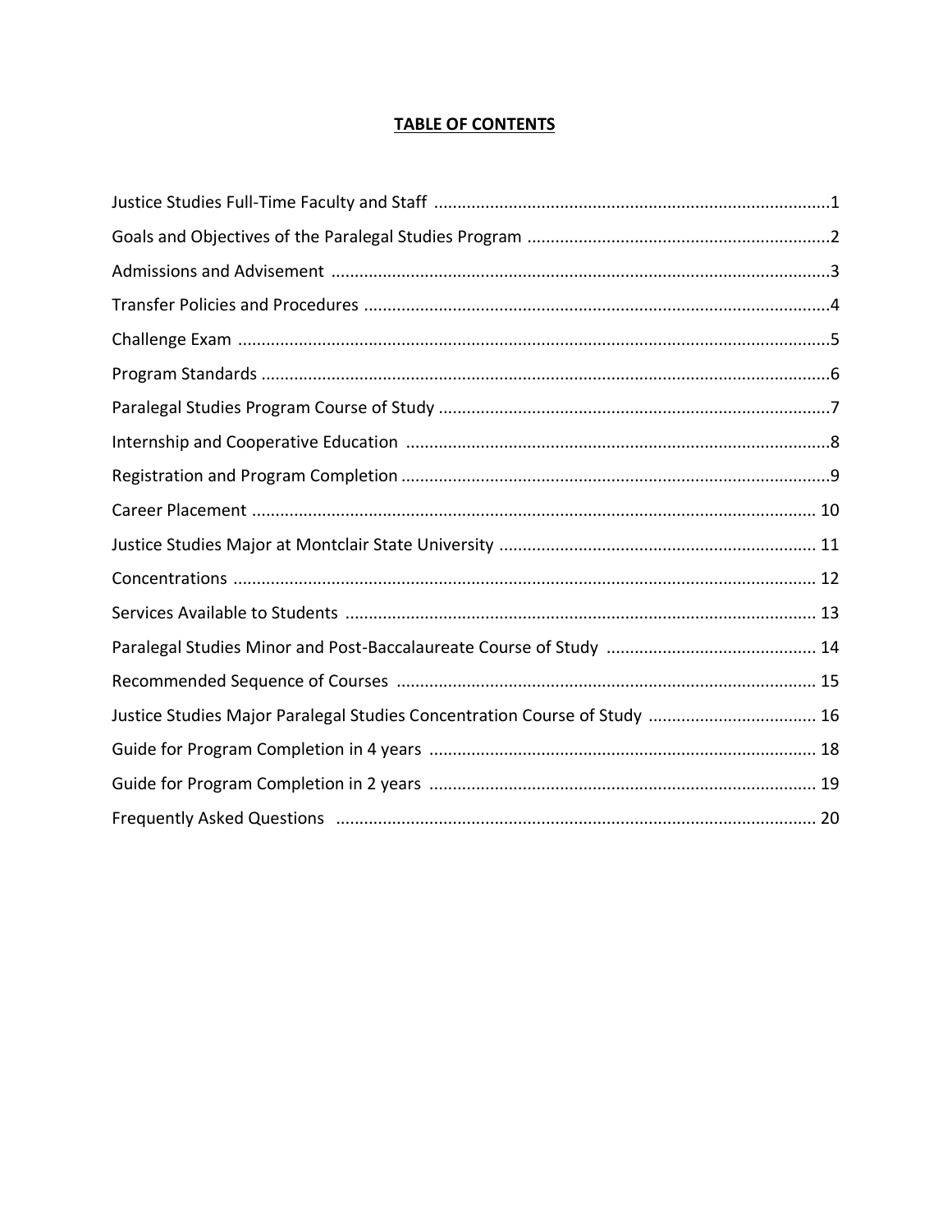# TABLE OF CONTENTS

Justice Studies Full-Time Faculty and Staff .....................................................................................1

Goals and Objectives of the Paralegal Studies Program .................................................................2

Admissions and Advisement ..........................................................................................................3

Transfer Policies and Procedures ...................................................................................................4

Challenge Exam ..............................................................................................................................5

Program Standards .........................................................................................................................6

Paralegal Studies Program Course of Study ...................................................................................7

Internship and Cooperative Education ..........................................................................................8

Registration and Program Completion ...........................................................................................9

Career Placement ........................................................................................................................ 10

Justice Studies Major at Montclair State University ................................................................... 11

Concentrations ............................................................................................................................ 12

Services Available to Students .................................................................................................... 13

Paralegal Studies Minor and Post-Baccalaureate Course of Study ............................................. 14

Recommended Sequence of Courses ......................................................................................... 15

Justice Studies Major Paralegal Studies Concentration Course of Study .................................... 16

Guide for Program Completion in 4 years .................................................................................. 18

Guide for Program Completion in 2 years .................................................................................. 19

Frequently Asked Questions ...................................................................................................... 20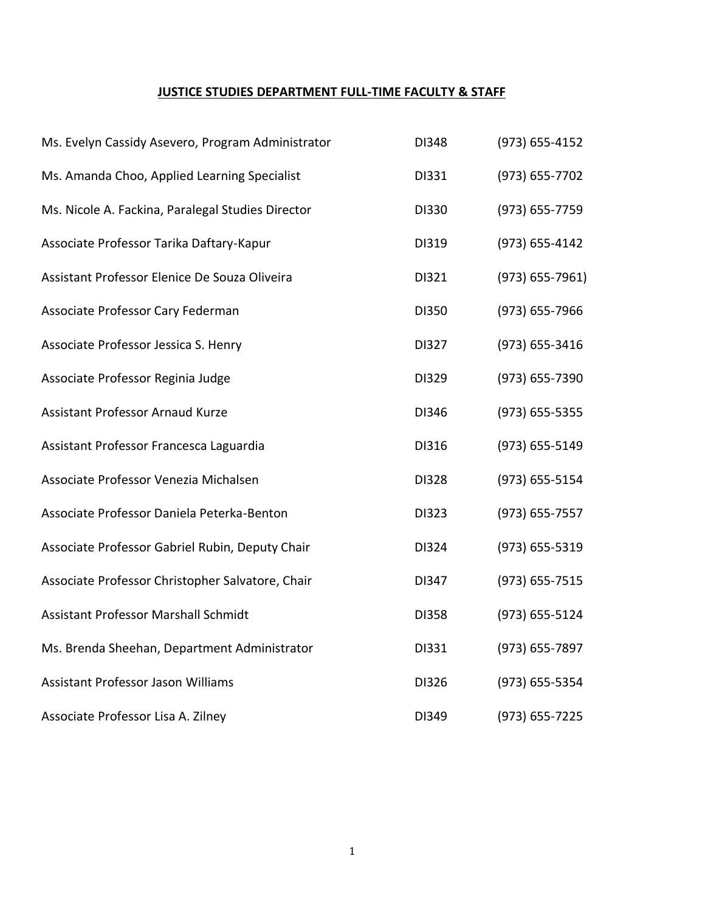## JUSTICE STUDIES DEPARTMENT FULL-TIME FACULTY & STAFF

| | | |
|---|---|---|
| Ms. Evelyn Cassidy Asevero, Program Administrator | DI348 | (973) 655-4152 |
| Ms. Amanda Choo, Applied Learning Specialist | DI331 | (973) 655-7702 |
| Ms. Nicole A. Fackina, Paralegal Studies Director | DI330 | (973) 655-7759 |
| Associate Professor Tarika Daftary-Kapur | DI319 | (973) 655-4142 |
| Assistant Professor Elenice De Souza Oliveira | DI321 | (973) 655-7961) |
| Associate Professor Cary Federman | DI350 | (973) 655-7966 |
| Associate Professor Jessica S. Henry | DI327 | (973) 655-3416 |
| Associate Professor Reginia Judge | DI329 | (973) 655-7390 |
| Assistant Professor Arnaud Kurze | DI346 | (973) 655-5355 |
| Assistant Professor Francesca Laguardia | DI316 | (973) 655-5149 |
| Associate Professor Venezia Michalsen | DI328 | (973) 655-5154 |
| Associate Professor Daniela Peterka-Benton | DI323 | (973) 655-7557 |
| Associate Professor Gabriel Rubin, Deputy Chair | DI324 | (973) 655-5319 |
| Associate Professor Christopher Salvatore, Chair | DI347 | (973) 655-7515 |
| Assistant Professor Marshall Schmidt | DI358 | (973) 655-5124 |
| Ms. Brenda Sheehan, Department Administrator | DI331 | (973) 655-7897 |
| Assistant Professor Jason Williams | DI326 | (973) 655-5354 |
| Associate Professor Lisa A. Zilney | DI349 | (973) 655-7225 |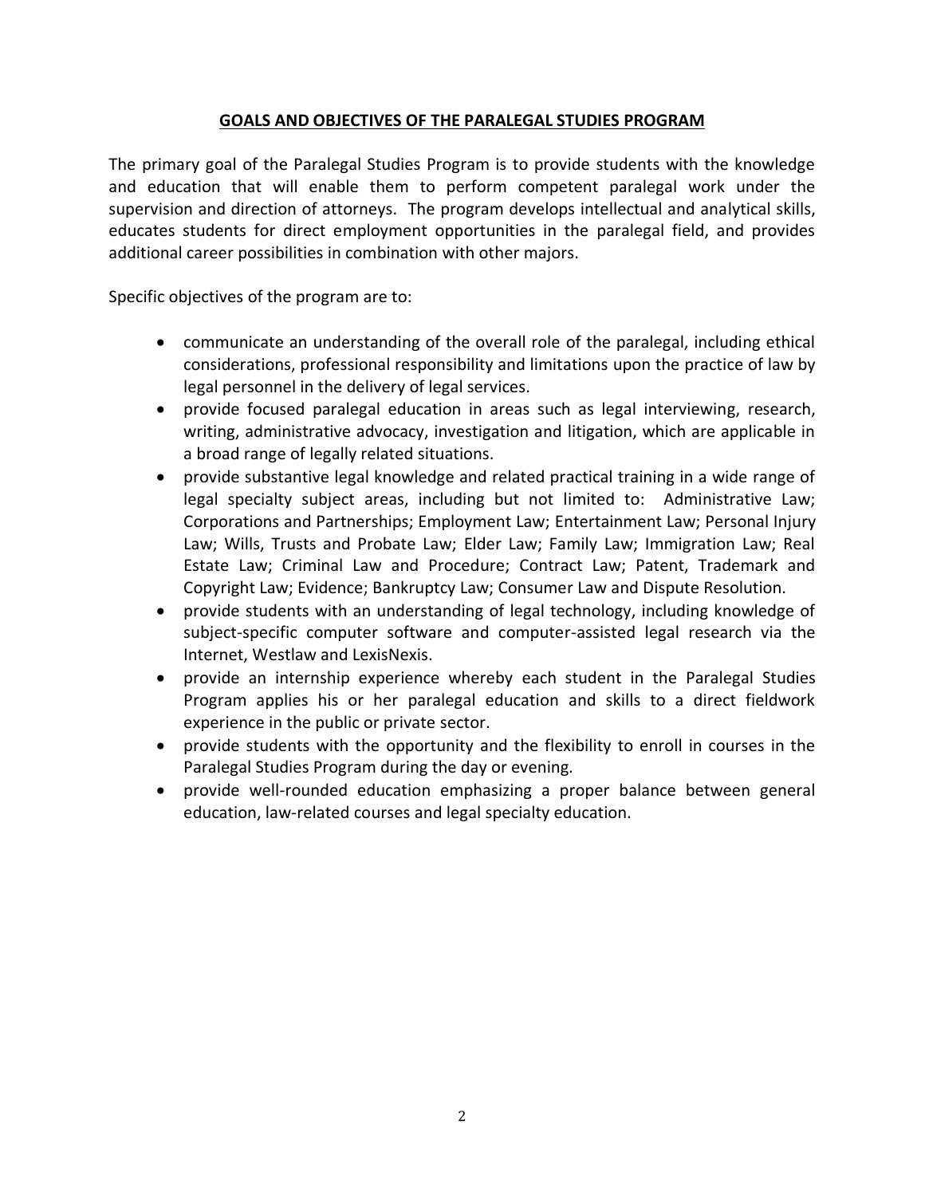## GOALS AND OBJECTIVES OF THE PARALEGAL STUDIES PROGRAM

The primary goal of the Paralegal Studies Program is to provide students with the knowledge and education that will enable them to perform competent paralegal work under the supervision and direction of attorneys. The program develops intellectual and analytical skills, educates students for direct employment opportunities in the paralegal field, and provides additional career possibilities in combination with other majors.

Specific objectives of the program are to:

- communicate an understanding of the overall role of the paralegal, including ethical considerations, professional responsibility and limitations upon the practice of law by legal personnel in the delivery of legal services.
- provide focused paralegal education in areas such as legal interviewing, research, writing, administrative advocacy, investigation and litigation, which are applicable in a broad range of legally related situations.
- provide substantive legal knowledge and related practical training in a wide range of legal specialty subject areas, including but not limited to: Administrative Law; Corporations and Partnerships; Employment Law; Entertainment Law; Personal Injury Law; Wills, Trusts and Probate Law; Elder Law; Family Law; Immigration Law; Real Estate Law; Criminal Law and Procedure; Contract Law; Patent, Trademark and Copyright Law; Evidence; Bankruptcy Law; Consumer Law and Dispute Resolution.
- provide students with an understanding of legal technology, including knowledge of subject-specific computer software and computer-assisted legal research via the Internet, Westlaw and LexisNexis.
- provide an internship experience whereby each student in the Paralegal Studies Program applies his or her paralegal education and skills to a direct fieldwork experience in the public or private sector.
- provide students with the opportunity and the flexibility to enroll in courses in the Paralegal Studies Program during the day or evening.
- provide well-rounded education emphasizing a proper balance between general education, law-related courses and legal specialty education.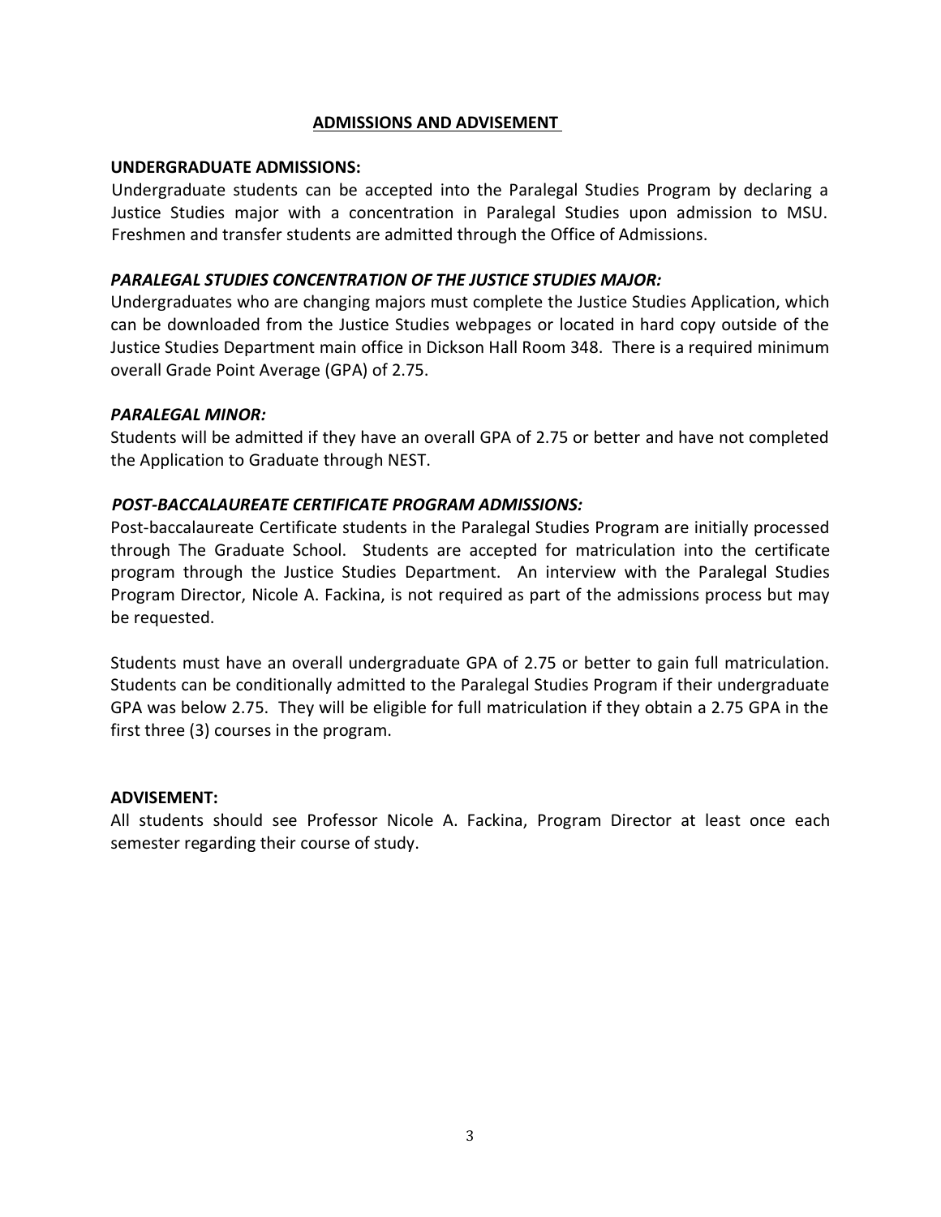# ADMISSIONS AND ADVISEMENT

## UNDERGRADUATE ADMISSIONS:

Undergraduate students can be accepted into the Paralegal Studies Program by declaring a Justice Studies major with a concentration in Paralegal Studies upon admission to MSU. Freshmen and transfer students are admitted through the Office of Admissions.

### *PARALEGAL STUDIES CONCENTRATION OF THE JUSTICE STUDIES MAJOR:*

Undergraduates who are changing majors must complete the Justice Studies Application, which can be downloaded from the Justice Studies webpages or located in hard copy outside of the Justice Studies Department main office in Dickson Hall Room 348. There is a required minimum overall Grade Point Average (GPA) of 2.75.

### *PARALEGAL MINOR:*

Students will be admitted if they have an overall GPA of 2.75 or better and have not completed the Application to Graduate through NEST.

### *POST-BACCALAUREATE CERTIFICATE PROGRAM ADMISSIONS:*

Post-baccalaureate Certificate students in the Paralegal Studies Program are initially processed through The Graduate School. Students are accepted for matriculation into the certificate program through the Justice Studies Department. An interview with the Paralegal Studies Program Director, Nicole A. Fackina, is not required as part of the admissions process but may be requested.

Students must have an overall undergraduate GPA of 2.75 or better to gain full matriculation. Students can be conditionally admitted to the Paralegal Studies Program if their undergraduate GPA was below 2.75. They will be eligible for full matriculation if they obtain a 2.75 GPA in the first three (3) courses in the program.

## ADVISEMENT:

All students should see Professor Nicole A. Fackina, Program Director at least once each semester regarding their course of study.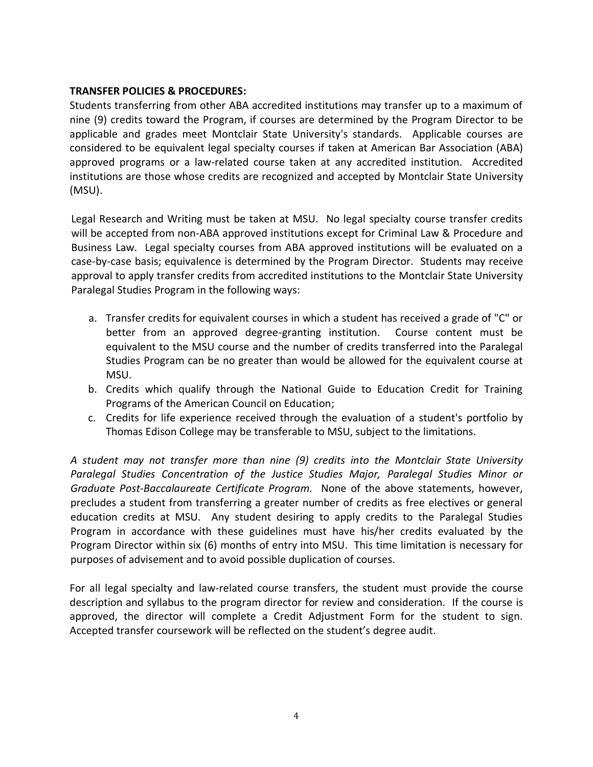**TRANSFER POLICIES & PROCEDURES:**

Students transferring from other ABA accredited institutions may transfer up to a maximum of nine (9) credits toward the Program, if courses are determined by the Program Director to be applicable and grades meet Montclair State University's standards. Applicable courses are considered to be equivalent legal specialty courses if taken at American Bar Association (ABA) approved programs or a law-related course taken at any accredited institution. Accredited institutions are those whose credits are recognized and accepted by Montclair State University (MSU).

Legal Research and Writing must be taken at MSU. No legal specialty course transfer credits will be accepted from non-ABA approved institutions except for Criminal Law & Procedure and Business Law. Legal specialty courses from ABA approved institutions will be evaluated on a case-by-case basis; equivalence is determined by the Program Director. Students may receive approval to apply transfer credits from accredited institutions to the Montclair State University Paralegal Studies Program in the following ways:

a. Transfer credits for equivalent courses in which a student has received a grade of "C" or better from an approved degree-granting institution. Course content must be equivalent to the MSU course and the number of credits transferred into the Paralegal Studies Program can be no greater than would be allowed for the equivalent course at MSU.
b. Credits which qualify through the National Guide to Education Credit for Training Programs of the American Council on Education;
c. Credits for life experience received through the evaluation of a student's portfolio by Thomas Edison College may be transferable to MSU, subject to the limitations.

*A student may not transfer more than nine (9) credits into the Montclair State University Paralegal Studies Concentration of the Justice Studies Major, Paralegal Studies Minor or Graduate Post-Baccalaureate Certificate Program.* None of the above statements, however, precludes a student from transferring a greater number of credits as free electives or general education credits at MSU. Any student desiring to apply credits to the Paralegal Studies Program in accordance with these guidelines must have his/her credits evaluated by the Program Director within six (6) months of entry into MSU. This time limitation is necessary for purposes of advisement and to avoid possible duplication of courses.

For all legal specialty and law-related course transfers, the student must provide the course description and syllabus to the program director for review and consideration. If the course is approved, the director will complete a Credit Adjustment Form for the student to sign. Accepted transfer coursework will be reflected on the student's degree audit.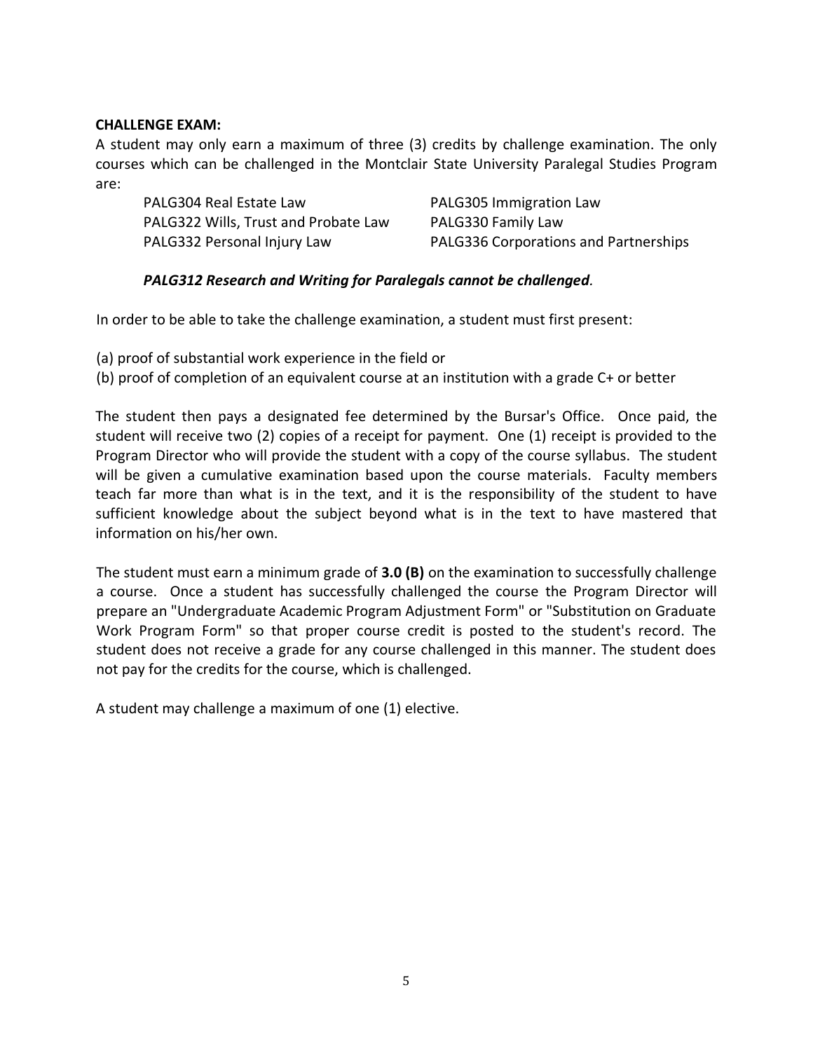**CHALLENGE EXAM:**

A student may only earn a maximum of three (3) credits by challenge examination. The only courses which can be challenged in the Montclair State University Paralegal Studies Program are:

- PALG304 Real Estate Law
- PALG305 Immigration Law
- PALG322 Wills, Trust and Probate Law
- PALG330 Family Law
- PALG332 Personal Injury Law
- PALG336 Corporations and Partnerships

***PALG312 Research and Writing for Paralegals cannot be challenged.***

In order to be able to take the challenge examination, a student must first present:

(a) proof of substantial work experience in the field or
(b) proof of completion of an equivalent course at an institution with a grade C+ or better

The student then pays a designated fee determined by the Bursar's Office. Once paid, the student will receive two (2) copies of a receipt for payment. One (1) receipt is provided to the Program Director who will provide the student with a copy of the course syllabus. The student will be given a cumulative examination based upon the course materials. Faculty members teach far more than what is in the text, and it is the responsibility of the student to have sufficient knowledge about the subject beyond what is in the text to have mastered that information on his/her own.

The student must earn a minimum grade of **3.0 (B)** on the examination to successfully challenge a course. Once a student has successfully challenged the course the Program Director will prepare an "Undergraduate Academic Program Adjustment Form" or "Substitution on Graduate Work Program Form" so that proper course credit is posted to the student's record. The student does not receive a grade for any course challenged in this manner. The student does not pay for the credits for the course, which is challenged.

A student may challenge a maximum of one (1) elective.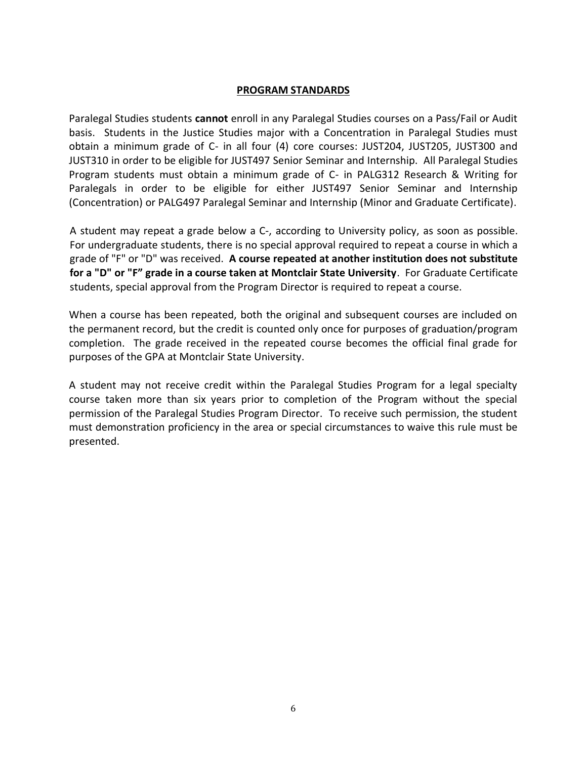## PROGRAM STANDARDS

Paralegal Studies students **cannot** enroll in any Paralegal Studies courses on a Pass/Fail or Audit basis. Students in the Justice Studies major with a Concentration in Paralegal Studies must obtain a minimum grade of C- in all four (4) core courses: JUST204, JUST205, JUST300 and JUST310 in order to be eligible for JUST497 Senior Seminar and Internship. All Paralegal Studies Program students must obtain a minimum grade of C- in PALG312 Research & Writing for Paralegals in order to be eligible for either JUST497 Senior Seminar and Internship (Concentration) or PALG497 Paralegal Seminar and Internship (Minor and Graduate Certificate).

A student may repeat a grade below a C-, according to University policy, as soon as possible. For undergraduate students, there is no special approval required to repeat a course in which a grade of "F" or "D" was received. **A course repeated at another institution does not substitute for a "D" or "F" grade in a course taken at Montclair State University**. For Graduate Certificate students, special approval from the Program Director is required to repeat a course.

When a course has been repeated, both the original and subsequent courses are included on the permanent record, but the credit is counted only once for purposes of graduation/program completion. The grade received in the repeated course becomes the official final grade for purposes of the GPA at Montclair State University.

A student may not receive credit within the Paralegal Studies Program for a legal specialty course taken more than six years prior to completion of the Program without the special permission of the Paralegal Studies Program Director. To receive such permission, the student must demonstration proficiency in the area or special circumstances to waive this rule must be presented.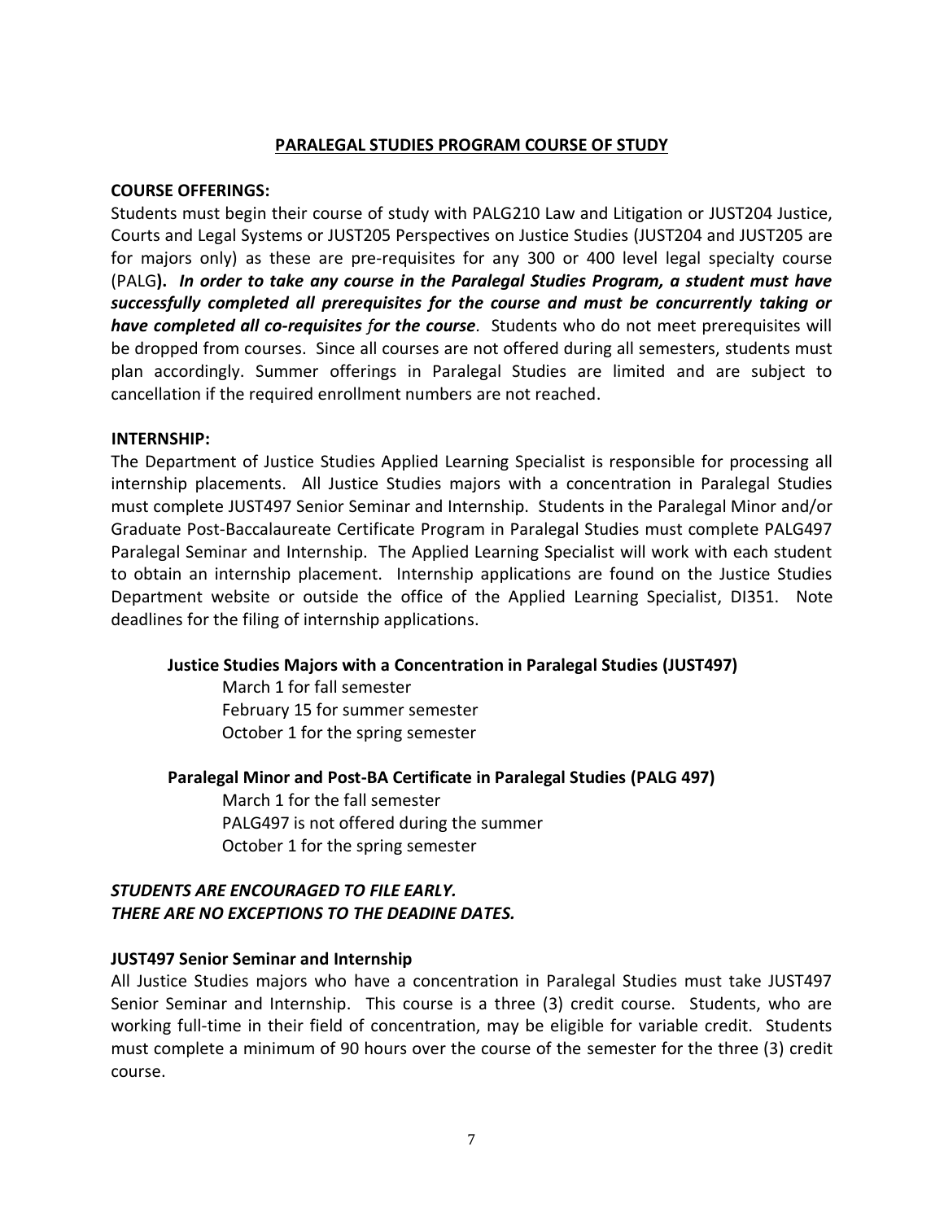# PARALEGAL STUDIES PROGRAM COURSE OF STUDY

**COURSE OFFERINGS:**

Students must begin their course of study with PALG210 Law and Litigation or JUST204 Justice, Courts and Legal Systems or JUST205 Perspectives on Justice Studies (JUST204 and JUST205 are for majors only) as these are pre-requisites for any 300 or 400 level legal specialty course (PALG**).** ***In order to take any course in the Paralegal Studies Program, a student must have successfully completed all prerequisites for the course and must be concurrently taking or have completed all co-requisites for the course.*** Students who do not meet prerequisites will be dropped from courses. Since all courses are not offered during all semesters, students must plan accordingly. Summer offerings in Paralegal Studies are limited and are subject to cancellation if the required enrollment numbers are not reached.

**INTERNSHIP:**

The Department of Justice Studies Applied Learning Specialist is responsible for processing all internship placements. All Justice Studies majors with a concentration in Paralegal Studies must complete JUST497 Senior Seminar and Internship. Students in the Paralegal Minor and/or Graduate Post-Baccalaureate Certificate Program in Paralegal Studies must complete PALG497 Paralegal Seminar and Internship. The Applied Learning Specialist will work with each student to obtain an internship placement. Internship applications are found on the Justice Studies Department website or outside the office of the Applied Learning Specialist, DI351. Note deadlines for the filing of internship applications.

**Justice Studies Majors with a Concentration in Paralegal Studies (JUST497)**

March 1 for fall semester
February 15 for summer semester
October 1 for the spring semester

**Paralegal Minor and Post-BA Certificate in Paralegal Studies (PALG 497)**

March 1 for the fall semester
PALG497 is not offered during the summer
October 1 for the spring semester

***STUDENTS ARE ENCOURAGED TO FILE EARLY.***
***THERE ARE NO EXCEPTIONS TO THE DEADINE DATES.***

**JUST497 Senior Seminar and Internship**

All Justice Studies majors who have a concentration in Paralegal Studies must take JUST497 Senior Seminar and Internship. This course is a three (3) credit course. Students, who are working full-time in their field of concentration, may be eligible for variable credit. Students must complete a minimum of 90 hours over the course of the semester for the three (3) credit course.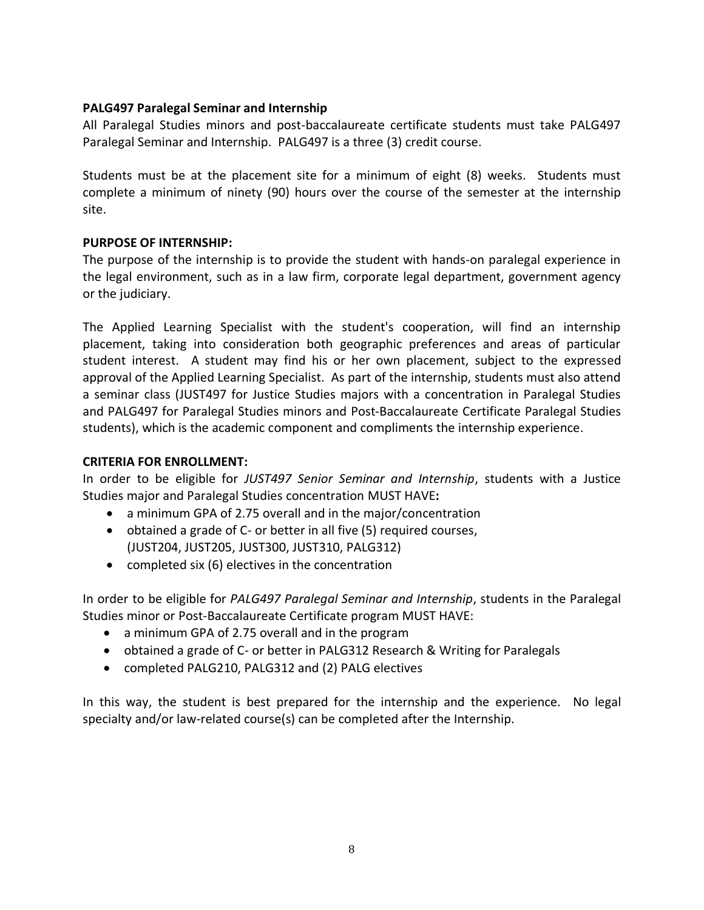**PALG497 Paralegal Seminar and Internship**

All Paralegal Studies minors and post-baccalaureate certificate students must take PALG497 Paralegal Seminar and Internship. PALG497 is a three (3) credit course.

Students must be at the placement site for a minimum of eight (8) weeks. Students must complete a minimum of ninety (90) hours over the course of the semester at the internship site.

**PURPOSE OF INTERNSHIP:**

The purpose of the internship is to provide the student with hands-on paralegal experience in the legal environment, such as in a law firm, corporate legal department, government agency or the judiciary.

The Applied Learning Specialist with the student's cooperation, will find an internship placement, taking into consideration both geographic preferences and areas of particular student interest. A student may find his or her own placement, subject to the expressed approval of the Applied Learning Specialist. As part of the internship, students must also attend a seminar class (JUST497 for Justice Studies majors with a concentration in Paralegal Studies and PALG497 for Paralegal Studies minors and Post-Baccalaureate Certificate Paralegal Studies students), which is the academic component and compliments the internship experience.

**CRITERIA FOR ENROLLMENT:**

In order to be eligible for *JUST497 Senior Seminar and Internship*, students with a Justice Studies major and Paralegal Studies concentration MUST HAVE**:**

- a minimum GPA of 2.75 overall and in the major/concentration
- obtained a grade of C- or better in all five (5) required courses, (JUST204, JUST205, JUST300, JUST310, PALG312)
- completed six (6) electives in the concentration

In order to be eligible for *PALG497 Paralegal Seminar and Internship*, students in the Paralegal Studies minor or Post-Baccalaureate Certificate program MUST HAVE:

- a minimum GPA of 2.75 overall and in the program
- obtained a grade of C- or better in PALG312 Research & Writing for Paralegals
- completed PALG210, PALG312 and (2) PALG electives

In this way, the student is best prepared for the internship and the experience. No legal specialty and/or law-related course(s) can be completed after the Internship.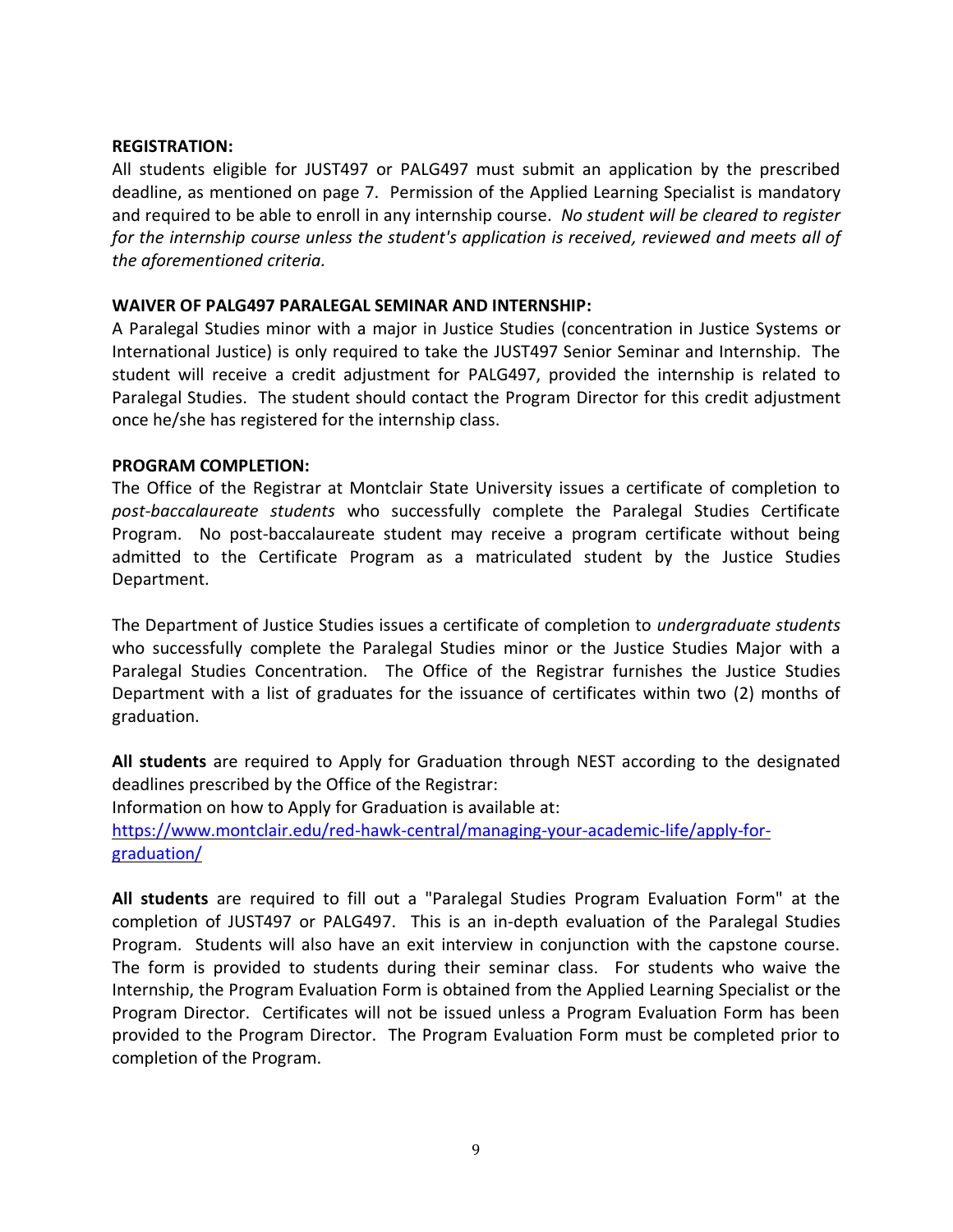**REGISTRATION:**

All students eligible for JUST497 or PALG497 must submit an application by the prescribed deadline, as mentioned on page 7. Permission of the Applied Learning Specialist is mandatory and required to be able to enroll in any internship course. *No student will be cleared to register for the internship course unless the student's application is received, reviewed and meets all of the aforementioned criteria.*

**WAIVER OF PALG497 PARALEGAL SEMINAR AND INTERNSHIP:**

A Paralegal Studies minor with a major in Justice Studies (concentration in Justice Systems or International Justice) is only required to take the JUST497 Senior Seminar and Internship. The student will receive a credit adjustment for PALG497, provided the internship is related to Paralegal Studies. The student should contact the Program Director for this credit adjustment once he/she has registered for the internship class.

**PROGRAM COMPLETION:**

The Office of the Registrar at Montclair State University issues a certificate of completion to *post-baccalaureate students* who successfully complete the Paralegal Studies Certificate Program. No post-baccalaureate student may receive a program certificate without being admitted to the Certificate Program as a matriculated student by the Justice Studies Department.

The Department of Justice Studies issues a certificate of completion to *undergraduate students* who successfully complete the Paralegal Studies minor or the Justice Studies Major with a Paralegal Studies Concentration. The Office of the Registrar furnishes the Justice Studies Department with a list of graduates for the issuance of certificates within two (2) months of graduation.

**All students** are required to Apply for Graduation through NEST according to the designated deadlines prescribed by the Office of the Registrar:
Information on how to Apply for Graduation is available at:
[https://www.montclair.edu/red-hawk-central/managing-your-academic-life/apply-for-graduation/](https://www.montclair.edu/red-hawk-central/managing-your-academic-life/apply-for-graduation/)

**All students** are required to fill out a "Paralegal Studies Program Evaluation Form" at the completion of JUST497 or PALG497. This is an in-depth evaluation of the Paralegal Studies Program. Students will also have an exit interview in conjunction with the capstone course. The form is provided to students during their seminar class. For students who waive the Internship, the Program Evaluation Form is obtained from the Applied Learning Specialist or the Program Director. Certificates will not be issued unless a Program Evaluation Form has been provided to the Program Director. The Program Evaluation Form must be completed prior to completion of the Program.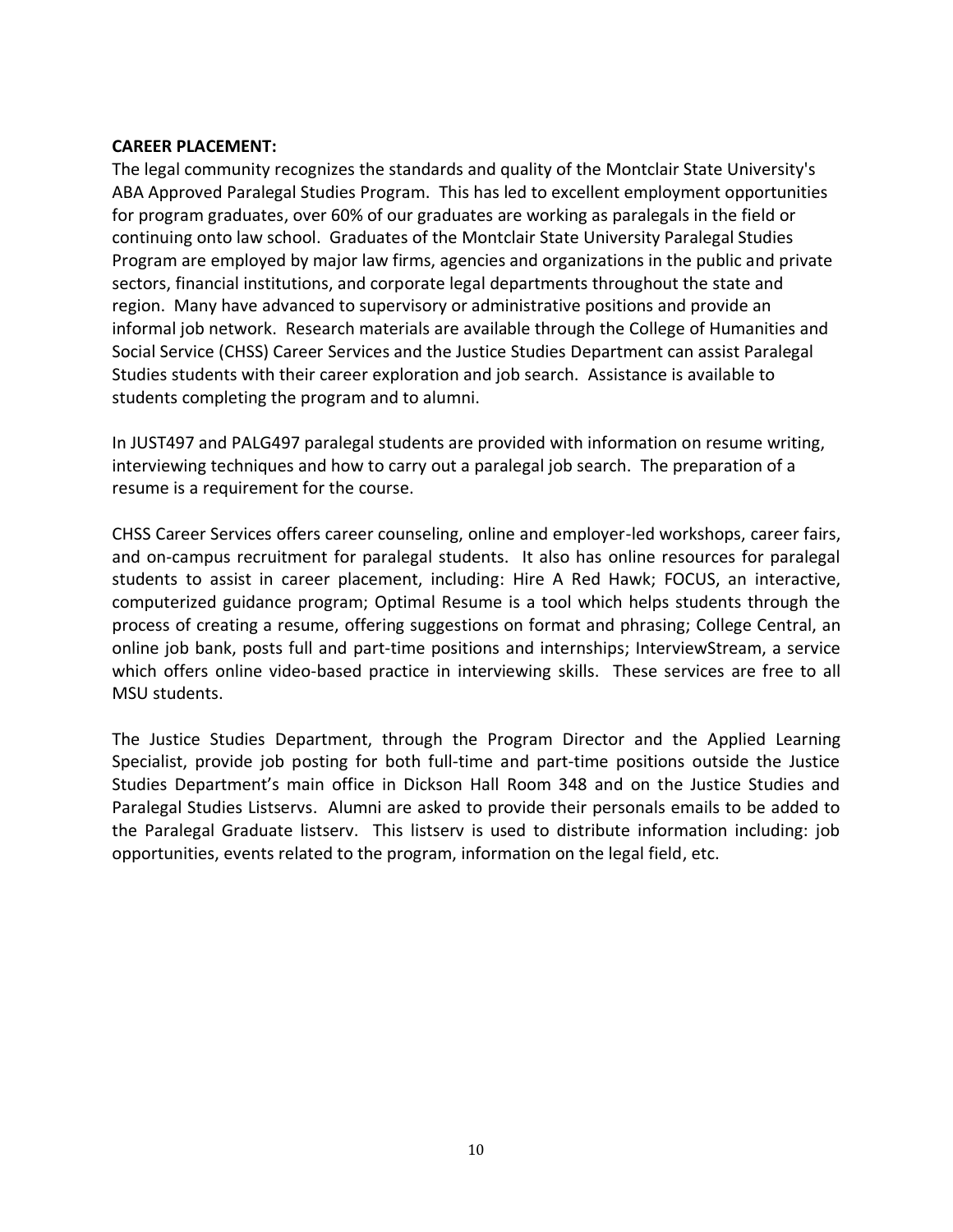**CAREER PLACEMENT:**

The legal community recognizes the standards and quality of the Montclair State University's ABA Approved Paralegal Studies Program. This has led to excellent employment opportunities for program graduates, over 60% of our graduates are working as paralegals in the field or continuing onto law school. Graduates of the Montclair State University Paralegal Studies Program are employed by major law firms, agencies and organizations in the public and private sectors, financial institutions, and corporate legal departments throughout the state and region. Many have advanced to supervisory or administrative positions and provide an informal job network. Research materials are available through the College of Humanities and Social Service (CHSS) Career Services and the Justice Studies Department can assist Paralegal Studies students with their career exploration and job search. Assistance is available to students completing the program and to alumni.

In JUST497 and PALG497 paralegal students are provided with information on resume writing, interviewing techniques and how to carry out a paralegal job search. The preparation of a resume is a requirement for the course.

CHSS Career Services offers career counseling, online and employer-led workshops, career fairs, and on-campus recruitment for paralegal students. It also has online resources for paralegal students to assist in career placement, including: Hire A Red Hawk; FOCUS, an interactive, computerized guidance program; Optimal Resume is a tool which helps students through the process of creating a resume, offering suggestions on format and phrasing; College Central, an online job bank, posts full and part-time positions and internships; InterviewStream, a service which offers online video-based practice in interviewing skills. These services are free to all MSU students.

The Justice Studies Department, through the Program Director and the Applied Learning Specialist, provide job posting for both full-time and part-time positions outside the Justice Studies Department's main office in Dickson Hall Room 348 and on the Justice Studies and Paralegal Studies Listservs. Alumni are asked to provide their personals emails to be added to the Paralegal Graduate listserv. This listserv is used to distribute information including: job opportunities, events related to the program, information on the legal field, etc.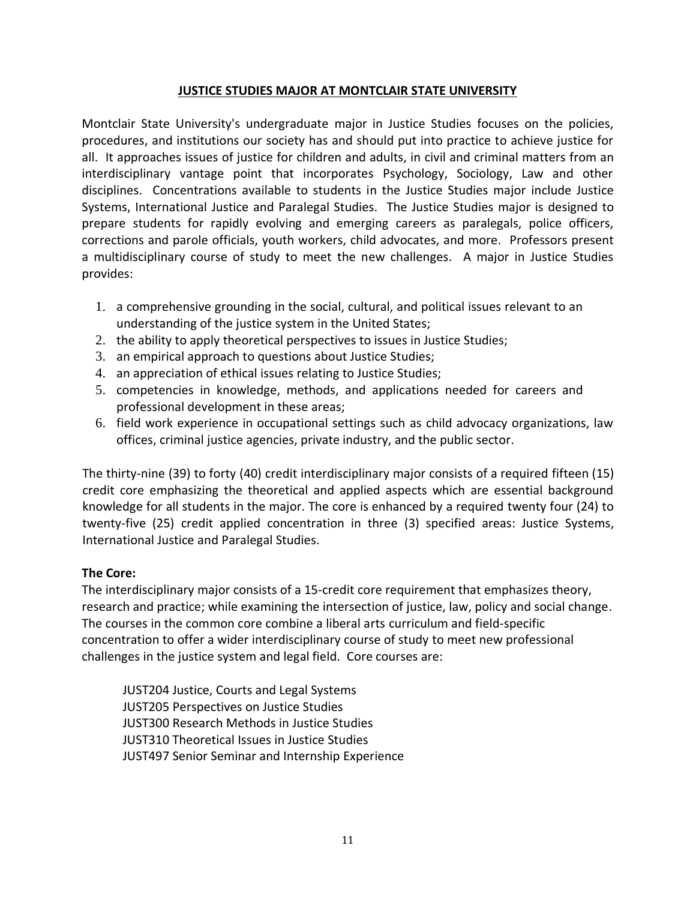## JUSTICE STUDIES MAJOR AT MONTCLAIR STATE UNIVERSITY

Montclair State University's undergraduate major in Justice Studies focuses on the policies, procedures, and institutions our society has and should put into practice to achieve justice for all. It approaches issues of justice for children and adults, in civil and criminal matters from an interdisciplinary vantage point that incorporates Psychology, Sociology, Law and other disciplines. Concentrations available to students in the Justice Studies major include Justice Systems, International Justice and Paralegal Studies. The Justice Studies major is designed to prepare students for rapidly evolving and emerging careers as paralegals, police officers, corrections and parole officials, youth workers, child advocates, and more. Professors present a multidisciplinary course of study to meet the new challenges. A major in Justice Studies provides:

1. a comprehensive grounding in the social, cultural, and political issues relevant to an understanding of the justice system in the United States;
2. the ability to apply theoretical perspectives to issues in Justice Studies;
3. an empirical approach to questions about Justice Studies;
4. an appreciation of ethical issues relating to Justice Studies;
5. competencies in knowledge, methods, and applications needed for careers and professional development in these areas;
6. field work experience in occupational settings such as child advocacy organizations, law offices, criminal justice agencies, private industry, and the public sector.

The thirty-nine (39) to forty (40) credit interdisciplinary major consists of a required fifteen (15) credit core emphasizing the theoretical and applied aspects which are essential background knowledge for all students in the major. The core is enhanced by a required twenty four (24) to twenty-five (25) credit applied concentration in three (3) specified areas: Justice Systems, International Justice and Paralegal Studies.

**The Core:**

The interdisciplinary major consists of a 15-credit core requirement that emphasizes theory, research and practice; while examining the intersection of justice, law, policy and social change. The courses in the common core combine a liberal arts curriculum and field-specific concentration to offer a wider interdisciplinary course of study to meet new professional challenges in the justice system and legal field. Core courses are:

JUST204 Justice, Courts and Legal Systems
JUST205 Perspectives on Justice Studies
JUST300 Research Methods in Justice Studies
JUST310 Theoretical Issues in Justice Studies
JUST497 Senior Seminar and Internship Experience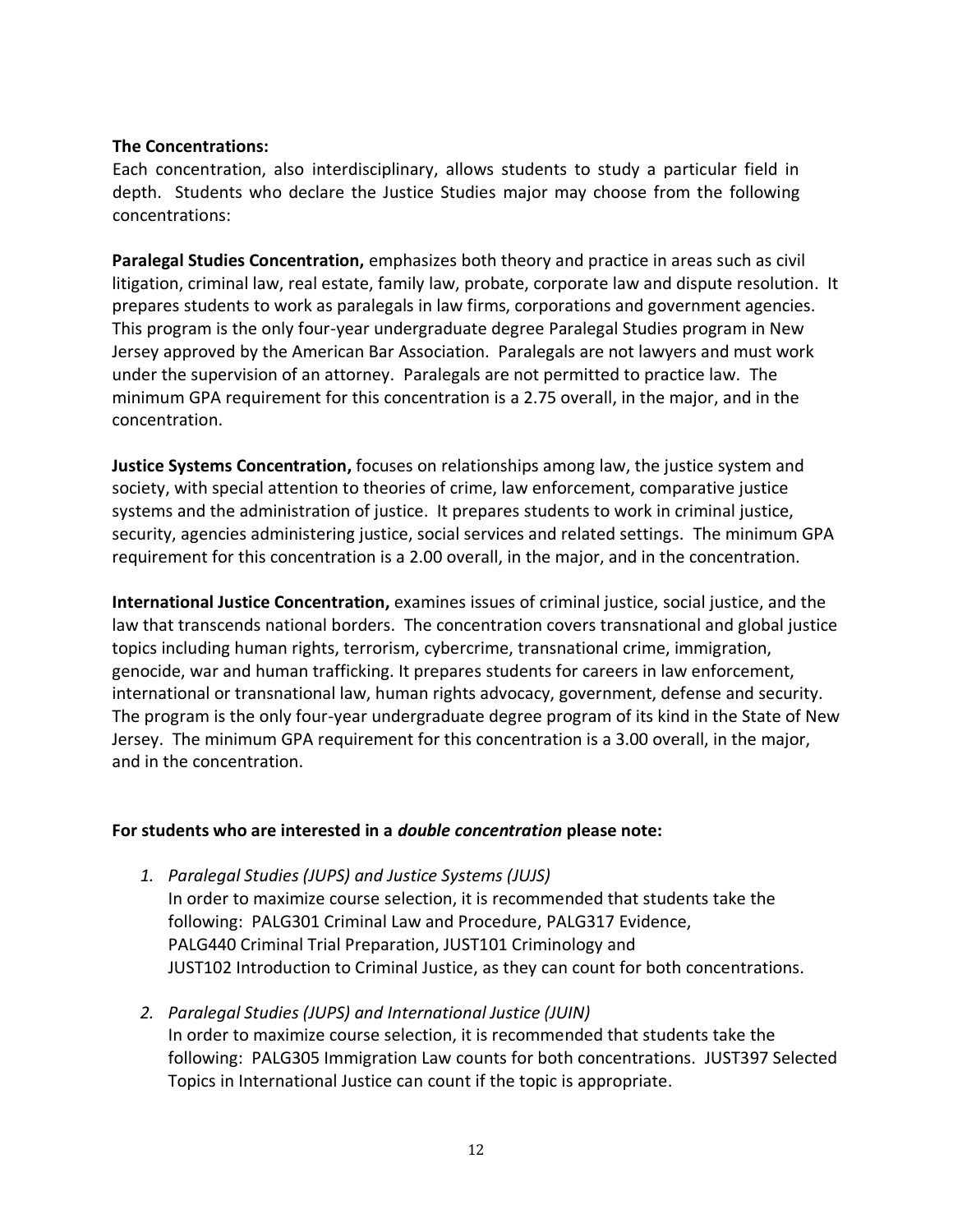**The Concentrations:**

Each concentration, also interdisciplinary, allows students to study a particular field in depth. Students who declare the Justice Studies major may choose from the following concentrations:

**Paralegal Studies Concentration,** emphasizes both theory and practice in areas such as civil litigation, criminal law, real estate, family law, probate, corporate law and dispute resolution. It prepares students to work as paralegals in law firms, corporations and government agencies. This program is the only four-year undergraduate degree Paralegal Studies program in New Jersey approved by the American Bar Association. Paralegals are not lawyers and must work under the supervision of an attorney. Paralegals are not permitted to practice law. The minimum GPA requirement for this concentration is a 2.75 overall, in the major, and in the concentration.

**Justice Systems Concentration,** focuses on relationships among law, the justice system and society, with special attention to theories of crime, law enforcement, comparative justice systems and the administration of justice. It prepares students to work in criminal justice, security, agencies administering justice, social services and related settings. The minimum GPA requirement for this concentration is a 2.00 overall, in the major, and in the concentration.

**International Justice Concentration,** examines issues of criminal justice, social justice, and the law that transcends national borders. The concentration covers transnational and global justice topics including human rights, terrorism, cybercrime, transnational crime, immigration, genocide, war and human trafficking. It prepares students for careers in law enforcement, international or transnational law, human rights advocacy, government, defense and security. The program is the only four-year undergraduate degree program of its kind in the State of New Jersey. The minimum GPA requirement for this concentration is a 3.00 overall, in the major, and in the concentration.

**For students who are interested in a *double concentration* please note:**

1. *Paralegal Studies (JUPS) and Justice Systems (JUJS)*
   In order to maximize course selection, it is recommended that students take the following: PALG301 Criminal Law and Procedure, PALG317 Evidence, PALG440 Criminal Trial Preparation, JUST101 Criminology and JUST102 Introduction to Criminal Justice, as they can count for both concentrations.

2. *Paralegal Studies (JUPS) and International Justice (JUIN)*
   In order to maximize course selection, it is recommended that students take the following: PALG305 Immigration Law counts for both concentrations. JUST397 Selected Topics in International Justice can count if the topic is appropriate.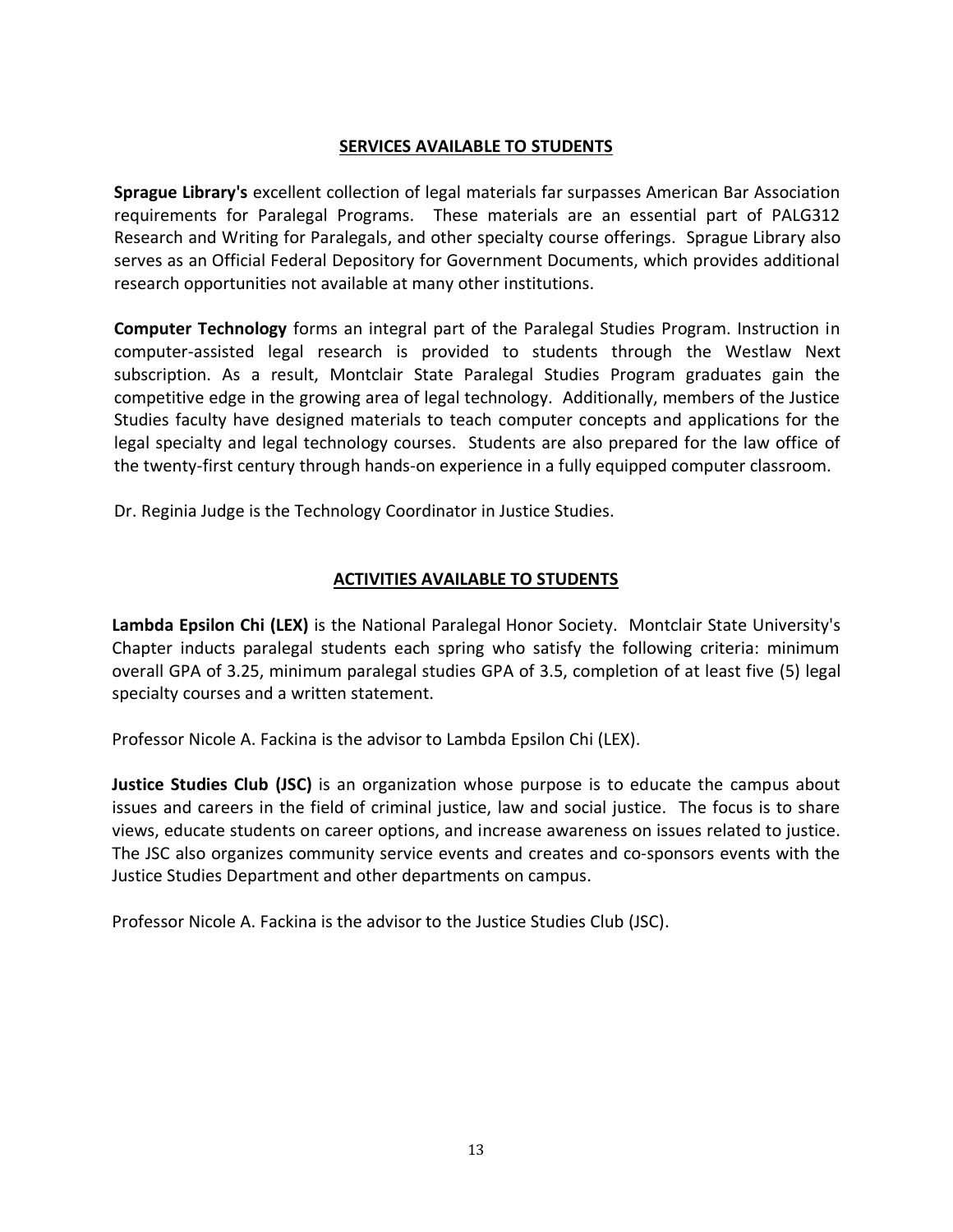## SERVICES AVAILABLE TO STUDENTS

**Sprague Library's** excellent collection of legal materials far surpasses American Bar Association requirements for Paralegal Programs. These materials are an essential part of PALG312 Research and Writing for Paralegals, and other specialty course offerings. Sprague Library also serves as an Official Federal Depository for Government Documents, which provides additional research opportunities not available at many other institutions.

**Computer Technology** forms an integral part of the Paralegal Studies Program. Instruction in computer-assisted legal research is provided to students through the Westlaw Next subscription. As a result, Montclair State Paralegal Studies Program graduates gain the competitive edge in the growing area of legal technology. Additionally, members of the Justice Studies faculty have designed materials to teach computer concepts and applications for the legal specialty and legal technology courses. Students are also prepared for the law office of the twenty-first century through hands-on experience in a fully equipped computer classroom.

Dr. Reginia Judge is the Technology Coordinator in Justice Studies.

## ACTIVITIES AVAILABLE TO STUDENTS

**Lambda Epsilon Chi (LEX)** is the National Paralegal Honor Society. Montclair State University's Chapter inducts paralegal students each spring who satisfy the following criteria: minimum overall GPA of 3.25, minimum paralegal studies GPA of 3.5, completion of at least five (5) legal specialty courses and a written statement.

Professor Nicole A. Fackina is the advisor to Lambda Epsilon Chi (LEX).

**Justice Studies Club (JSC)** is an organization whose purpose is to educate the campus about issues and careers in the field of criminal justice, law and social justice. The focus is to share views, educate students on career options, and increase awareness on issues related to justice. The JSC also organizes community service events and creates and co-sponsors events with the Justice Studies Department and other departments on campus.

Professor Nicole A. Fackina is the advisor to the Justice Studies Club (JSC).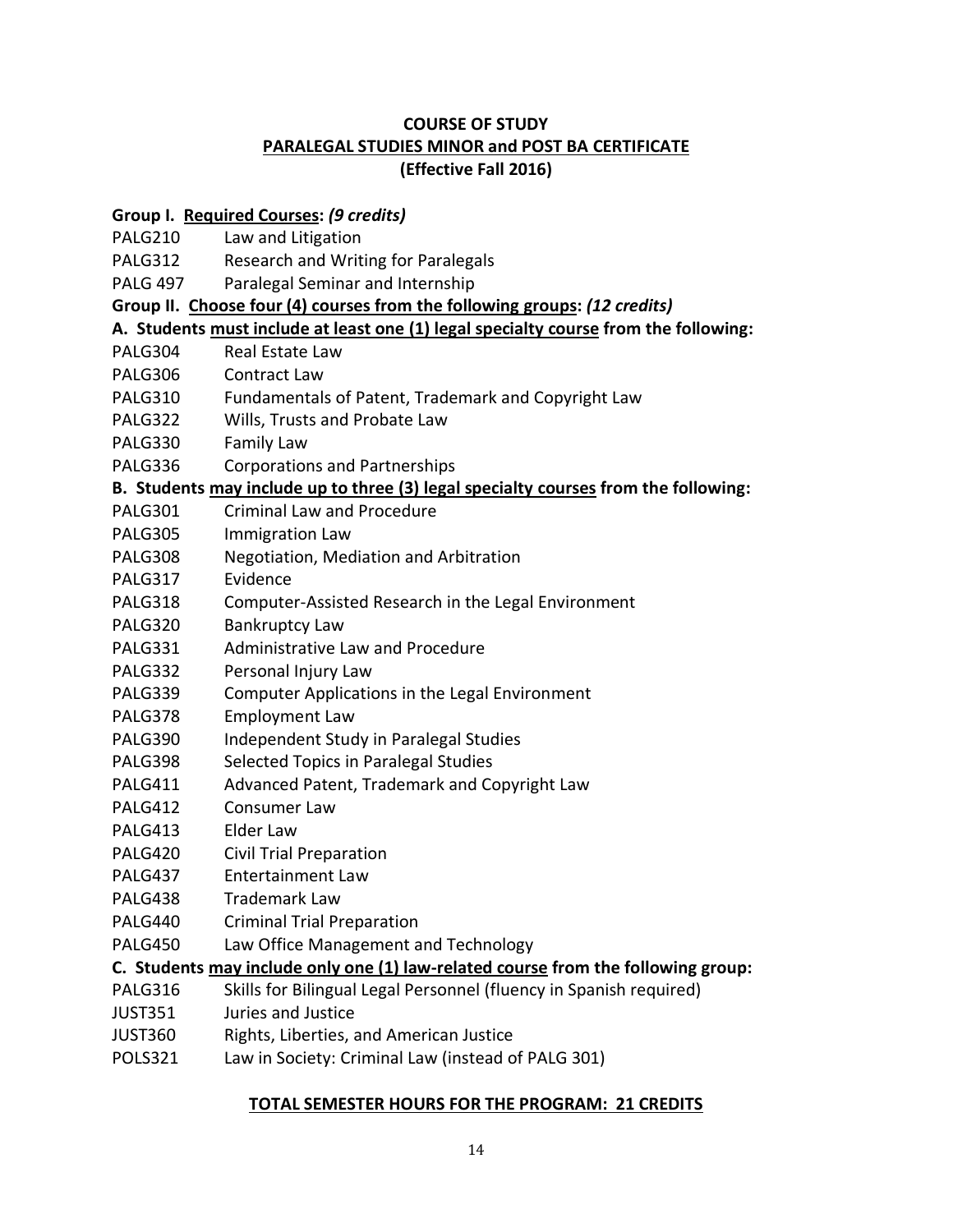# COURSE OF STUDY
## PARALEGAL STUDIES MINOR and POST BA CERTIFICATE
**(Effective Fall 2016)**

**Group I. Required Courses:** ***(9 credits)***

| | |
|---|---|
| PALG210 | Law and Litigation |
| PALG312 | Research and Writing for Paralegals |
| PALG 497 | Paralegal Seminar and Internship |

**Group II. Choose four (4) courses from the following groups:** ***(12 credits)***

**A. Students must include at least one (1) legal specialty course from the following:**

| | |
|---|---|
| PALG304 | Real Estate Law |
| PALG306 | Contract Law |
| PALG310 | Fundamentals of Patent, Trademark and Copyright Law |
| PALG322 | Wills, Trusts and Probate Law |
| PALG330 | Family Law |
| PALG336 | Corporations and Partnerships |

**B. Students may include up to three (3) legal specialty courses from the following:**

| | |
|---|---|
| PALG301 | Criminal Law and Procedure |
| PALG305 | Immigration Law |
| PALG308 | Negotiation, Mediation and Arbitration |
| PALG317 | Evidence |
| PALG318 | Computer-Assisted Research in the Legal Environment |
| PALG320 | Bankruptcy Law |
| PALG331 | Administrative Law and Procedure |
| PALG332 | Personal Injury Law |
| PALG339 | Computer Applications in the Legal Environment |
| PALG378 | Employment Law |
| PALG390 | Independent Study in Paralegal Studies |
| PALG398 | Selected Topics in Paralegal Studies |
| PALG411 | Advanced Patent, Trademark and Copyright Law |
| PALG412 | Consumer Law |
| PALG413 | Elder Law |
| PALG420 | Civil Trial Preparation |
| PALG437 | Entertainment Law |
| PALG438 | Trademark Law |
| PALG440 | Criminal Trial Preparation |
| PALG450 | Law Office Management and Technology |

**C. Students may include only one (1) law-related course from the following group:**

| | |
|---|---|
| PALG316 | Skills for Bilingual Legal Personnel (fluency in Spanish required) |
| JUST351 | Juries and Justice |
| JUST360 | Rights, Liberties, and American Justice |
| POLS321 | Law in Society: Criminal Law (instead of PALG 301) |

**TOTAL SEMESTER HOURS FOR THE PROGRAM: 21 CREDITS**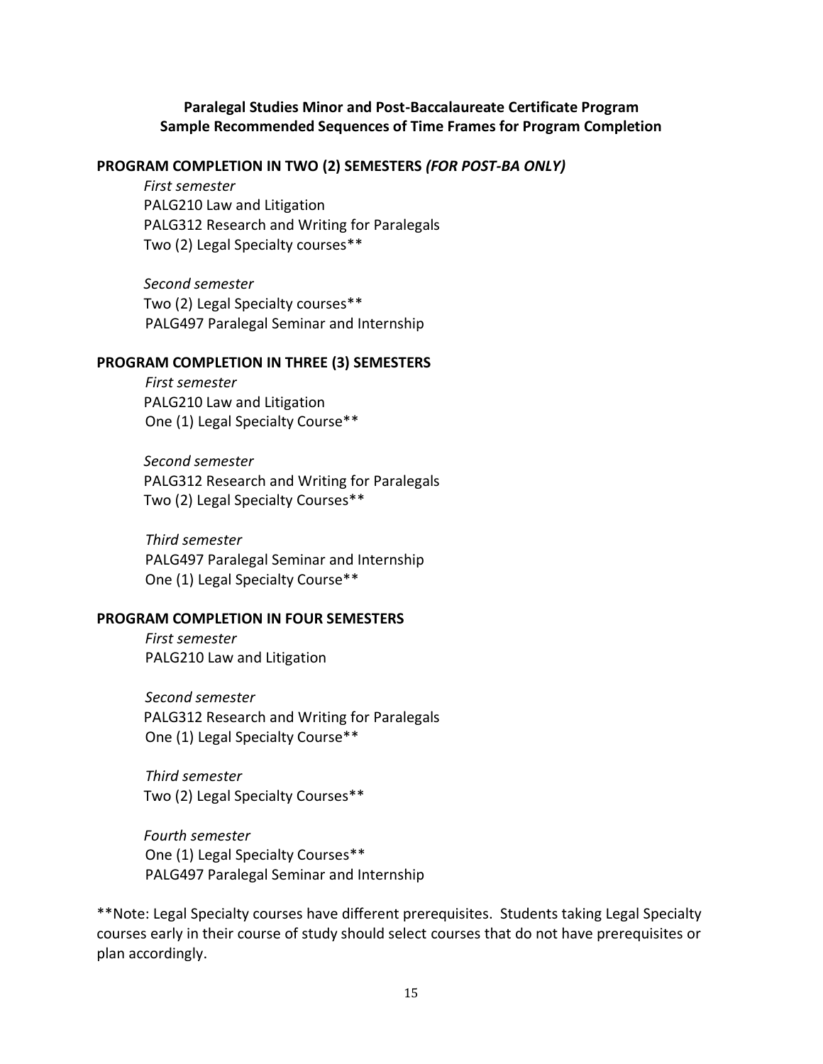**Paralegal Studies Minor and Post-Baccalaureate Certificate Program**
**Sample Recommended Sequences of Time Frames for Program Completion**

**PROGRAM COMPLETION IN TWO (2) SEMESTERS *(FOR POST-BA ONLY)***

*First semester*
PALG210 Law and Litigation
PALG312 Research and Writing for Paralegals
Two (2) Legal Specialty courses**

*Second semester*
Two (2) Legal Specialty courses**
PALG497 Paralegal Seminar and Internship

**PROGRAM COMPLETION IN THREE (3) SEMESTERS**

*First semester*
PALG210 Law and Litigation
One (1) Legal Specialty Course**

*Second semester*
PALG312 Research and Writing for Paralegals
Two (2) Legal Specialty Courses**

*Third semester*
PALG497 Paralegal Seminar and Internship
One (1) Legal Specialty Course**

**PROGRAM COMPLETION IN FOUR SEMESTERS**

*First semester*
PALG210 Law and Litigation

*Second semester*
PALG312 Research and Writing for Paralegals
One (1) Legal Specialty Course**

*Third semester*
Two (2) Legal Specialty Courses**

*Fourth semester*
One (1) Legal Specialty Courses**
PALG497 Paralegal Seminar and Internship

**Note: Legal Specialty courses have different prerequisites. Students taking Legal Specialty courses early in their course of study should select courses that do not have prerequisites or plan accordingly.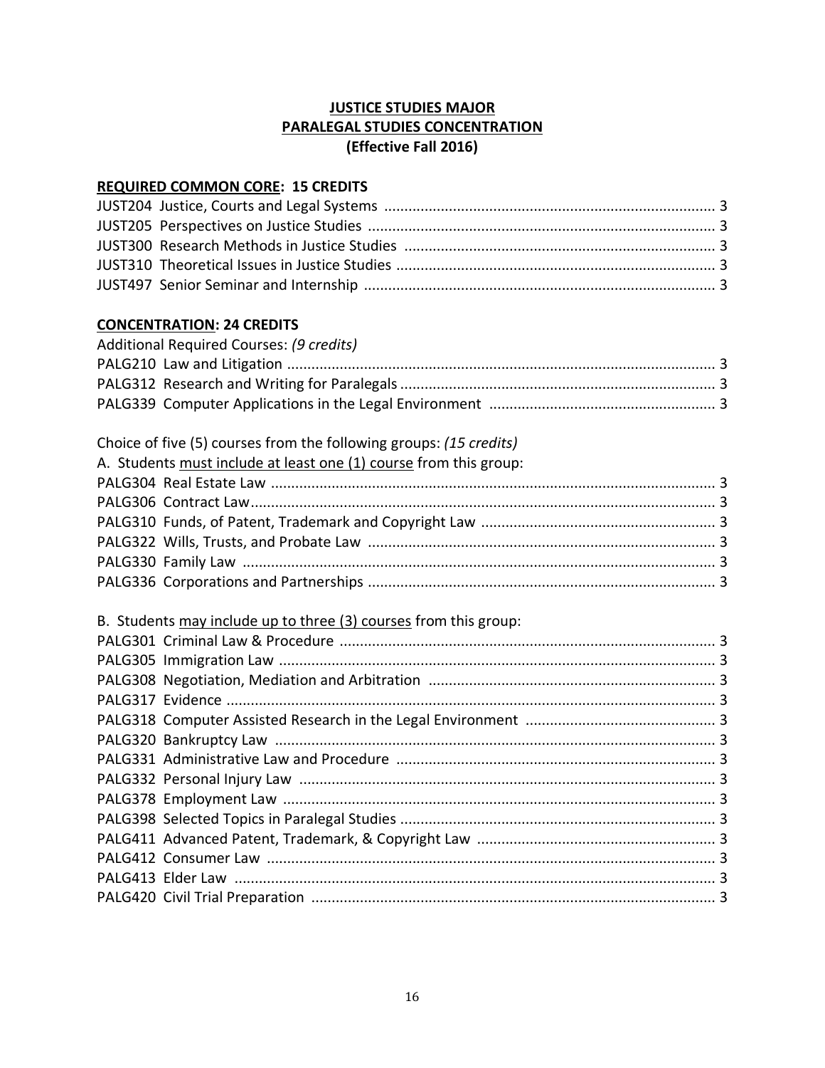**JUSTICE STUDIES MAJOR**
**PARALEGAL STUDIES CONCENTRATION**
**(Effective Fall 2016)**

## REQUIRED COMMON CORE: 15 CREDITS

| Course | Credits |
|---|---|
| JUST204 Justice, Courts and Legal Systems | 3 |
| JUST205 Perspectives on Justice Studies | 3 |
| JUST300 Research Methods in Justice Studies | 3 |
| JUST310 Theoretical Issues in Justice Studies | 3 |
| JUST497 Senior Seminar and Internship | 3 |

## CONCENTRATION: 24 CREDITS

Additional Required Courses: *(9 credits)*

| Course | Credits |
|---|---|
| PALG210 Law and Litigation | 3 |
| PALG312 Research and Writing for Paralegals | 3 |
| PALG339 Computer Applications in the Legal Environment | 3 |

Choice of five (5) courses from the following groups: *(15 credits)*

A. Students must include at least one (1) course from this group:

| Course | Credits |
|---|---|
| PALG304 Real Estate Law | 3 |
| PALG306 Contract Law | 3 |
| PALG310 Funds, of Patent, Trademark and Copyright Law | 3 |
| PALG322 Wills, Trusts, and Probate Law | 3 |
| PALG330 Family Law | 3 |
| PALG336 Corporations and Partnerships | 3 |

B. Students may include up to three (3) courses from this group:

| Course | Credits |
|---|---|
| PALG301 Criminal Law & Procedure | 3 |
| PALG305 Immigration Law | 3 |
| PALG308 Negotiation, Mediation and Arbitration | 3 |
| PALG317 Evidence | 3 |
| PALG318 Computer Assisted Research in the Legal Environment | 3 |
| PALG320 Bankruptcy Law | 3 |
| PALG331 Administrative Law and Procedure | 3 |
| PALG332 Personal Injury Law | 3 |
| PALG378 Employment Law | 3 |
| PALG398 Selected Topics in Paralegal Studies | 3 |
| PALG411 Advanced Patent, Trademark, & Copyright Law | 3 |
| PALG412 Consumer Law | 3 |
| PALG413 Elder Law | 3 |
| PALG420 Civil Trial Preparation | 3 |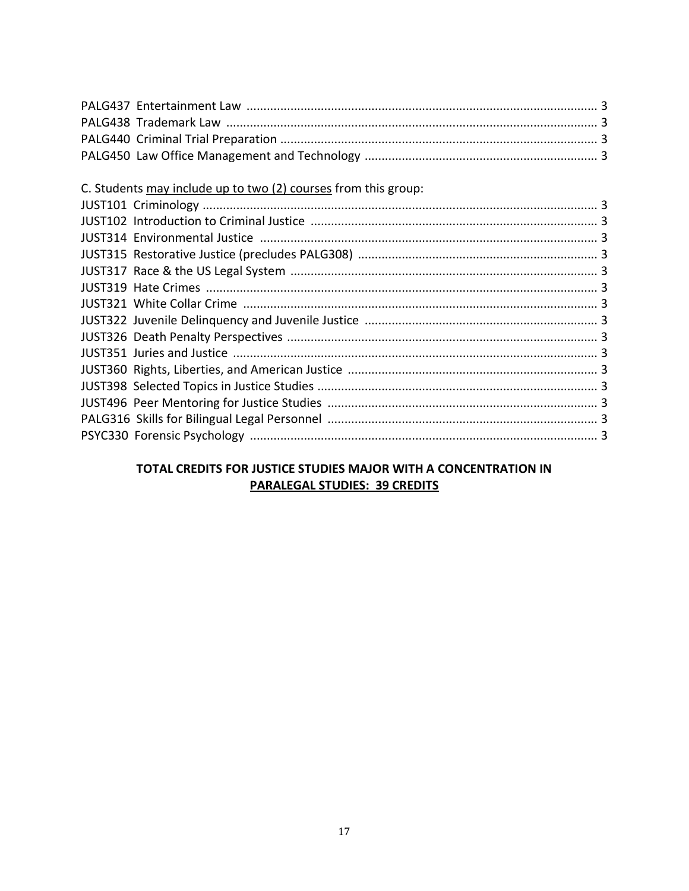PALG437 Entertainment Law ........................................................................................................ 3
PALG438 Trademark Law ............................................................................................................. 3
PALG440 Criminal Trial Preparation ............................................................................................. 3
PALG450 Law Office Management and Technology .................................................................... 3

C. Students <u>may include up to two (2) courses</u> from this group:

JUST101 Criminology ..................................................................................................................... 3
JUST102 Introduction to Criminal Justice ..................................................................................... 3
JUST314 Environmental Justice .................................................................................................... 3
JUST315 Restorative Justice (precludes PALG308) ....................................................................... 3
JUST317 Race & the US Legal System ........................................................................................... 3
JUST319 Hate Crimes .................................................................................................................... 3
JUST321 White Collar Crime ......................................................................................................... 3
JUST322 Juvenile Delinquency and Juvenile Justice ..................................................................... 3
JUST326 Death Penalty Perspectives ............................................................................................ 3
JUST351 Juries and Justice ............................................................................................................ 3
JUST360 Rights, Liberties, and American Justice .......................................................................... 3
JUST398 Selected Topics in Justice Studies ................................................................................... 3
JUST496 Peer Mentoring for Justice Studies ................................................................................ 3
PALG316 Skills for Bilingual Legal Personnel ................................................................................ 3
PSYC330 Forensic Psychology ....................................................................................................... 3

**TOTAL CREDITS FOR JUSTICE STUDIES MAJOR WITH A CONCENTRATION IN <u>PARALEGAL STUDIES: 39 CREDITS</u>**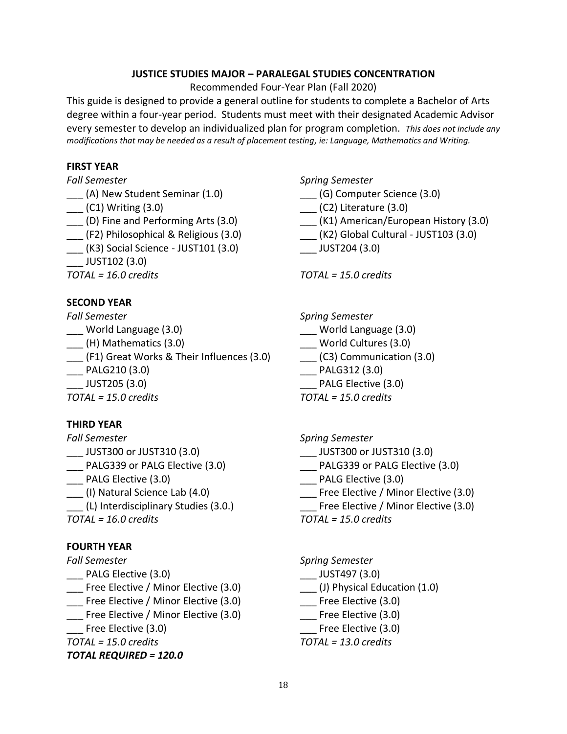**JUSTICE STUDIES MAJOR – PARALEGAL STUDIES CONCENTRATION**

Recommended Four-Year Plan (Fall 2020)

This guide is designed to provide a general outline for students to complete a Bachelor of Arts degree within a four-year period. Students must meet with their designated Academic Advisor every semester to develop an individualized plan for program completion. *This does not include any modifications that may be needed as a result of placement testing, ie: Language, Mathematics and Writing.*

## FIRST YEAR

*Fall Semester*

- ___ (A) New Student Seminar (1.0)
- ___ (C1) Writing (3.0)
- ___ (D) Fine and Performing Arts (3.0)
- ___ (F2) Philosophical & Religious (3.0)
- ___ (K3) Social Science - JUST101 (3.0)
- ___ JUST102 (3.0)

*TOTAL = 16.0 credits*

*Spring Semester*

- ___ (G) Computer Science (3.0)
- ___ (C2) Literature (3.0)
- ___ (K1) American/European History (3.0)
- ___ (K2) Global Cultural - JUST103 (3.0)
- ___ JUST204 (3.0)

*TOTAL = 15.0 credits*

## SECOND YEAR

*Fall Semester*

- ___ World Language (3.0)
- ___ (H) Mathematics (3.0)
- ___ (F1) Great Works & Their Influences (3.0)
- ___ PALG210 (3.0)
- ___ JUST205 (3.0)

*TOTAL = 15.0 credits*

*Spring Semester*

- ___ World Language (3.0)
- ___ World Cultures (3.0)
- ___ (C3) Communication (3.0)
- ___ PALG312 (3.0)
- ___ PALG Elective (3.0)

*TOTAL = 15.0 credits*

## THIRD YEAR

*Fall Semester*

- ___ JUST300 or JUST310 (3.0)
- ___ PALG339 or PALG Elective (3.0)
- ___ PALG Elective (3.0)
- ___ (I) Natural Science Lab (4.0)
- ___ (L) Interdisciplinary Studies (3.0.)

*TOTAL = 16.0 credits*

*Spring Semester*

- ___ JUST300 or JUST310 (3.0)
- ___ PALG339 or PALG Elective (3.0)
- ___ PALG Elective (3.0)
- ___ Free Elective / Minor Elective (3.0)
- ___ Free Elective / Minor Elective (3.0)

*TOTAL = 15.0 credits*

## FOURTH YEAR

*Fall Semester*

- ___ PALG Elective (3.0)
- ___ Free Elective / Minor Elective (3.0)
- ___ Free Elective / Minor Elective (3.0)
- ___ Free Elective / Minor Elective (3.0)
- ___ Free Elective (3.0)

*TOTAL = 15.0 credits*

*Spring Semester*

- ___ JUST497 (3.0)
- ___ (J) Physical Education (1.0)
- ___ Free Elective (3.0)
- ___ Free Elective (3.0)
- ___ Free Elective (3.0)

*TOTAL = 13.0 credits*

***TOTAL REQUIRED = 120.0***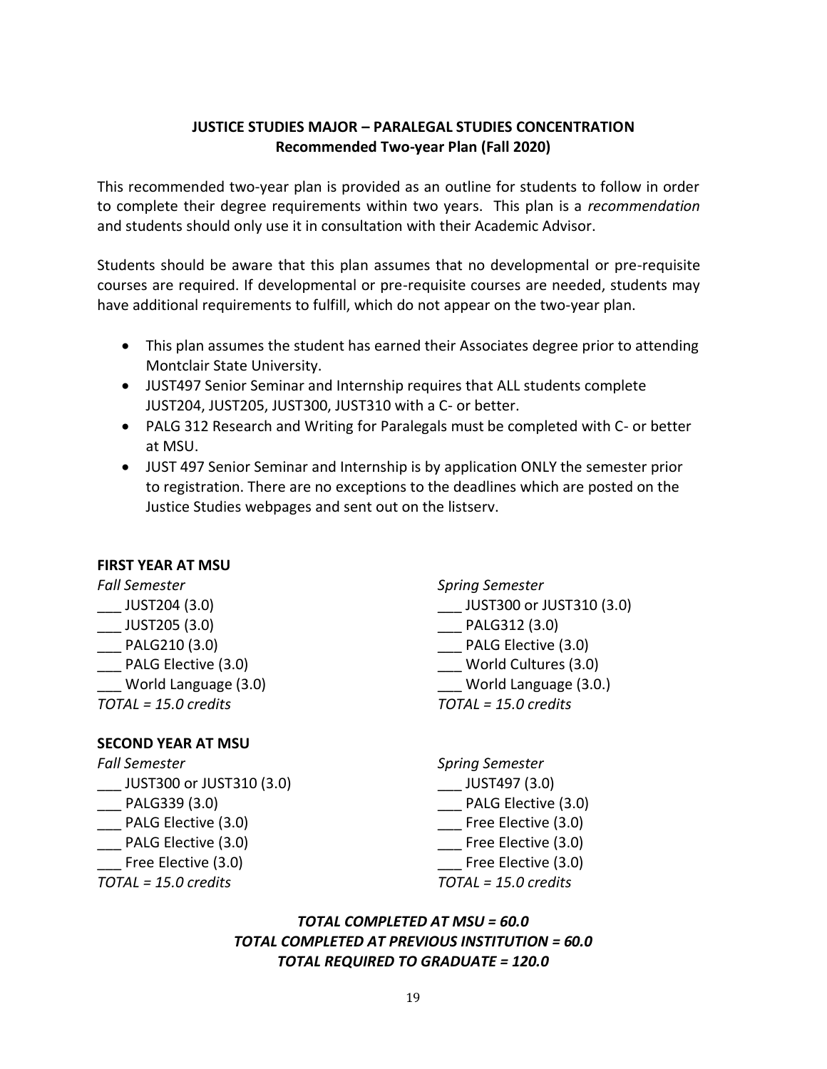**JUSTICE STUDIES MAJOR – PARALEGAL STUDIES CONCENTRATION**
**Recommended Two-year Plan (Fall 2020)**

This recommended two-year plan is provided as an outline for students to follow in order to complete their degree requirements within two years. This plan is a *recommendation* and students should only use it in consultation with their Academic Advisor.

Students should be aware that this plan assumes that no developmental or pre-requisite courses are required. If developmental or pre-requisite courses are needed, students may have additional requirements to fulfill, which do not appear on the two-year plan.

- This plan assumes the student has earned their Associates degree prior to attending Montclair State University.
- JUST497 Senior Seminar and Internship requires that ALL students complete JUST204, JUST205, JUST300, JUST310 with a C- or better.
- PALG 312 Research and Writing for Paralegals must be completed with C- or better at MSU.
- JUST 497 Senior Seminar and Internship is by application ONLY the semester prior to registration. There are no exceptions to the deadlines which are posted on the Justice Studies webpages and sent out on the listserv.

**FIRST YEAR AT MSU**

*Fall Semester*

___ JUST204 (3.0)
___ JUST205 (3.0)
___ PALG210 (3.0)
___ PALG Elective (3.0)
___ World Language (3.0)
*TOTAL = 15.0 credits*

*Spring Semester*

___ JUST300 or JUST310 (3.0)
___ PALG312 (3.0)
___ PALG Elective (3.0)
___ World Cultures (3.0)
___ World Language (3.0.)
*TOTAL = 15.0 credits*

**SECOND YEAR AT MSU**

*Fall Semester*

___ JUST300 or JUST310 (3.0)
___ PALG339 (3.0)
___ PALG Elective (3.0)
___ PALG Elective (3.0)
___ Free Elective (3.0)
*TOTAL = 15.0 credits*

*Spring Semester*

___ JUST497 (3.0)
___ PALG Elective (3.0)
___ Free Elective (3.0)
___ Free Elective (3.0)
___ Free Elective (3.0)
*TOTAL = 15.0 credits*

***TOTAL COMPLETED AT MSU = 60.0***
***TOTAL COMPLETED AT PREVIOUS INSTITUTION = 60.0***
***TOTAL REQUIRED TO GRADUATE = 120.0***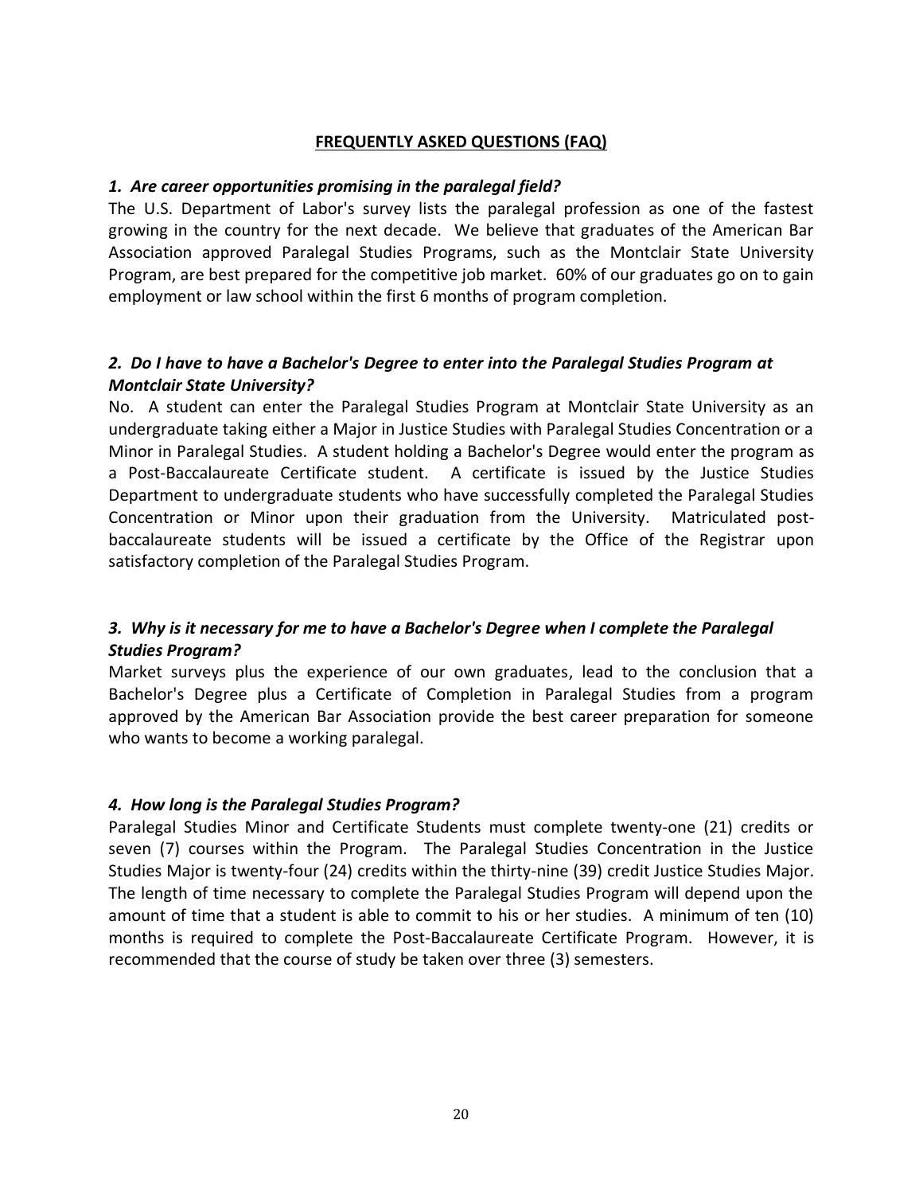## FREQUENTLY ASKED QUESTIONS (FAQ)

***1. Are career opportunities promising in the paralegal field?***

The U.S. Department of Labor's survey lists the paralegal profession as one of the fastest growing in the country for the next decade. We believe that graduates of the American Bar Association approved Paralegal Studies Programs, such as the Montclair State University Program, are best prepared for the competitive job market. 60% of our graduates go on to gain employment or law school within the first 6 months of program completion.

***2. Do I have to have a Bachelor's Degree to enter into the Paralegal Studies Program at Montclair State University?***

No. A student can enter the Paralegal Studies Program at Montclair State University as an undergraduate taking either a Major in Justice Studies with Paralegal Studies Concentration or a Minor in Paralegal Studies. A student holding a Bachelor's Degree would enter the program as a Post-Baccalaureate Certificate student. A certificate is issued by the Justice Studies Department to undergraduate students who have successfully completed the Paralegal Studies Concentration or Minor upon their graduation from the University. Matriculated post-baccalaureate students will be issued a certificate by the Office of the Registrar upon satisfactory completion of the Paralegal Studies Program.

***3. Why is it necessary for me to have a Bachelor's Degree when I complete the Paralegal Studies Program?***

Market surveys plus the experience of our own graduates, lead to the conclusion that a Bachelor's Degree plus a Certificate of Completion in Paralegal Studies from a program approved by the American Bar Association provide the best career preparation for someone who wants to become a working paralegal.

***4. How long is the Paralegal Studies Program?***

Paralegal Studies Minor and Certificate Students must complete twenty-one (21) credits or seven (7) courses within the Program. The Paralegal Studies Concentration in the Justice Studies Major is twenty-four (24) credits within the thirty-nine (39) credit Justice Studies Major. The length of time necessary to complete the Paralegal Studies Program will depend upon the amount of time that a student is able to commit to his or her studies. A minimum of ten (10) months is required to complete the Post-Baccalaureate Certificate Program. However, it is recommended that the course of study be taken over three (3) semesters.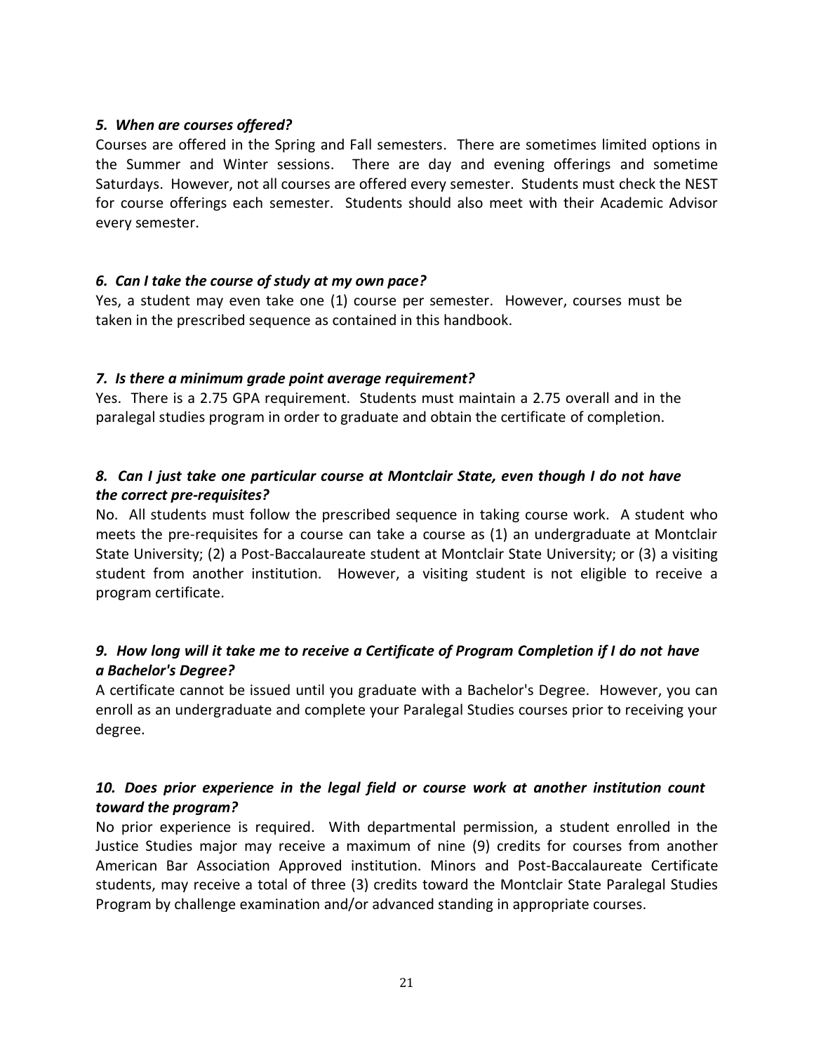### *5. When are courses offered?*

Courses are offered in the Spring and Fall semesters. There are sometimes limited options in the Summer and Winter sessions. There are day and evening offerings and sometime Saturdays. However, not all courses are offered every semester. Students must check the NEST for course offerings each semester. Students should also meet with their Academic Advisor every semester.

### *6. Can I take the course of study at my own pace?*

Yes, a student may even take one (1) course per semester. However, courses must be taken in the prescribed sequence as contained in this handbook.

### *7. Is there a minimum grade point average requirement?*

Yes. There is a 2.75 GPA requirement. Students must maintain a 2.75 overall and in the paralegal studies program in order to graduate and obtain the certificate of completion.

### *8. Can I just take one particular course at Montclair State, even though I do not have the correct pre-requisites?*

No. All students must follow the prescribed sequence in taking course work. A student who meets the pre-requisites for a course can take a course as (1) an undergraduate at Montclair State University; (2) a Post-Baccalaureate student at Montclair State University; or (3) a visiting student from another institution. However, a visiting student is not eligible to receive a program certificate.

### *9. How long will it take me to receive a Certificate of Program Completion if I do not have a Bachelor's Degree?*

A certificate cannot be issued until you graduate with a Bachelor's Degree. However, you can enroll as an undergraduate and complete your Paralegal Studies courses prior to receiving your degree.

### *10. Does prior experience in the legal field or course work at another institution count toward the program?*

No prior experience is required. With departmental permission, a student enrolled in the Justice Studies major may receive a maximum of nine (9) credits for courses from another American Bar Association Approved institution. Minors and Post-Baccalaureate Certificate students, may receive a total of three (3) credits toward the Montclair State Paralegal Studies Program by challenge examination and/or advanced standing in appropriate courses.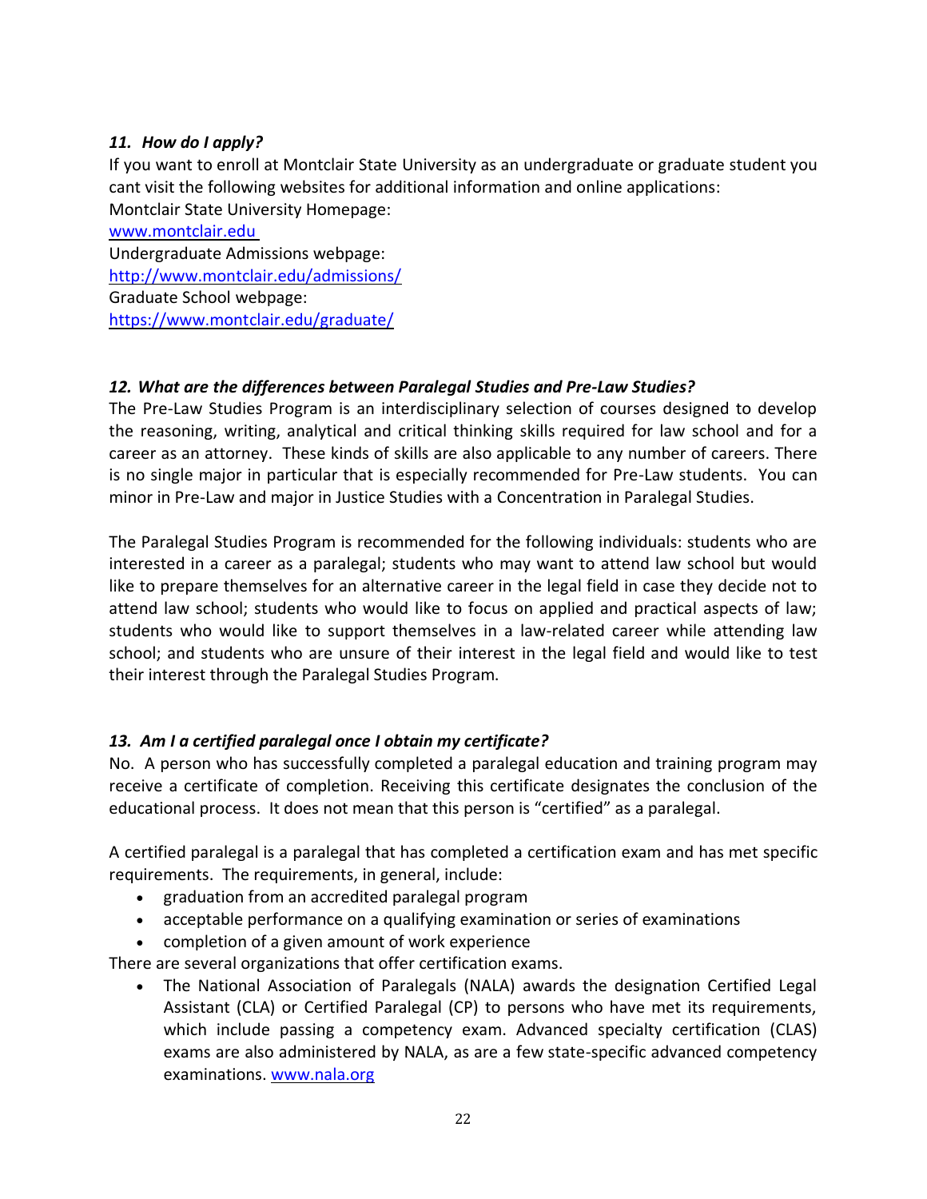### *11. How do I apply?*

If you want to enroll at Montclair State University as an undergraduate or graduate student you cant visit the following websites for additional information and online applications:

Montclair State University Homepage:
[www.montclair.edu](www.montclair.edu)

Undergraduate Admissions webpage:
[http://www.montclair.edu/admissions/](http://www.montclair.edu/admissions/)

Graduate School webpage:
[https://www.montclair.edu/graduate/](https://www.montclair.edu/graduate/)

### *12. What are the differences between Paralegal Studies and Pre-Law Studies?*

The Pre-Law Studies Program is an interdisciplinary selection of courses designed to develop the reasoning, writing, analytical and critical thinking skills required for law school and for a career as an attorney. These kinds of skills are also applicable to any number of careers. There is no single major in particular that is especially recommended for Pre-Law students. You can minor in Pre-Law and major in Justice Studies with a Concentration in Paralegal Studies.

The Paralegal Studies Program is recommended for the following individuals: students who are interested in a career as a paralegal; students who may want to attend law school but would like to prepare themselves for an alternative career in the legal field in case they decide not to attend law school; students who would like to focus on applied and practical aspects of law; students who would like to support themselves in a law-related career while attending law school; and students who are unsure of their interest in the legal field and would like to test their interest through the Paralegal Studies Program.

### *13. Am I a certified paralegal once I obtain my certificate?*

No. A person who has successfully completed a paralegal education and training program may receive a certificate of completion. Receiving this certificate designates the conclusion of the educational process. It does not mean that this person is "certified" as a paralegal.

A certified paralegal is a paralegal that has completed a certification exam and has met specific requirements. The requirements, in general, include:

- graduation from an accredited paralegal program
- acceptable performance on a qualifying examination or series of examinations
- completion of a given amount of work experience

There are several organizations that offer certification exams.

- The National Association of Paralegals (NALA) awards the designation Certified Legal Assistant (CLA) or Certified Paralegal (CP) to persons who have met its requirements, which include passing a competency exam. Advanced specialty certification (CLAS) exams are also administered by NALA, as are a few state-specific advanced competency examinations. [www.nala.org](www.nala.org)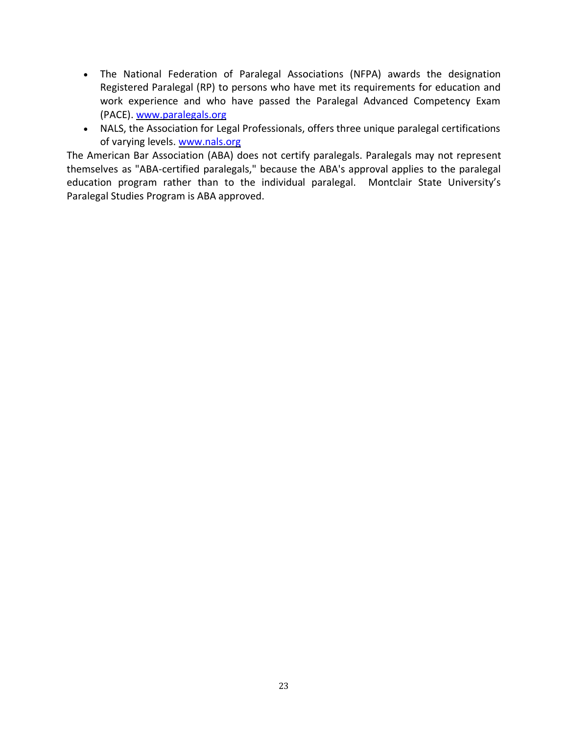- The National Federation of Paralegal Associations (NFPA) awards the designation Registered Paralegal (RP) to persons who have met its requirements for education and work experience and who have passed the Paralegal Advanced Competency Exam (PACE). www.paralegals.org
- NALS, the Association for Legal Professionals, offers three unique paralegal certifications of varying levels. www.nals.org

The American Bar Association (ABA) does not certify paralegals. Paralegals may not represent themselves as "ABA-certified paralegals," because the ABA's approval applies to the paralegal education program rather than to the individual paralegal. Montclair State University's Paralegal Studies Program is ABA approved.